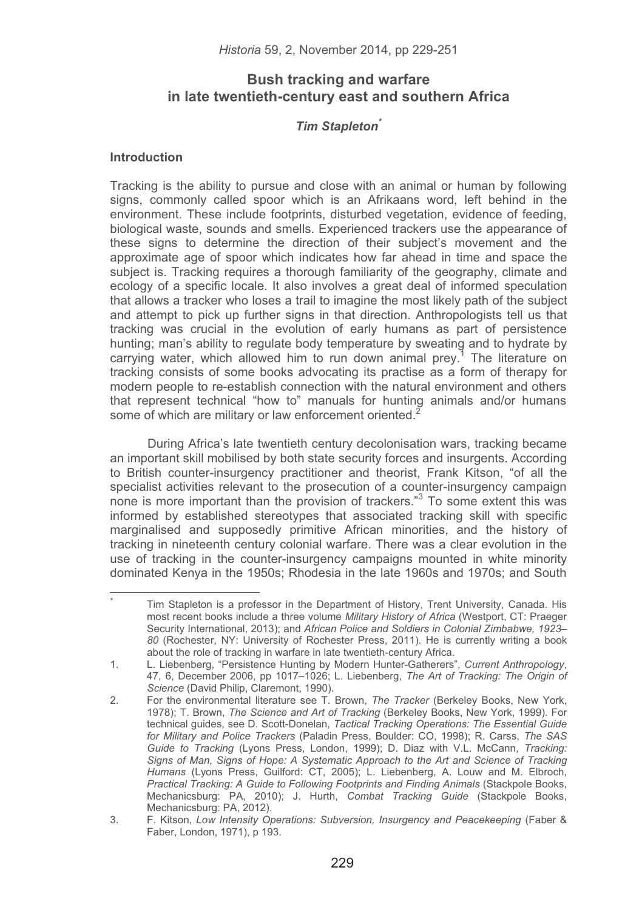# Bush tracking and warfare in late twentieth-century east and southern Africa

***Tim Stapleton***[*]

## Introduction

Tracking is the ability to pursue and close with an animal or human by following signs, commonly called spoor which is an Afrikaans word, left behind in the environment. These include footprints, disturbed vegetation, evidence of feeding, biological waste, sounds and smells. Experienced trackers use the appearance of these signs to determine the direction of their subject's movement and the approximate age of spoor which indicates how far ahead in time and space the subject is. Tracking requires a thorough familiarity of the geography, climate and ecology of a specific locale. It also involves a great deal of informed speculation that allows a tracker who loses a trail to imagine the most likely path of the subject and attempt to pick up further signs in that direction. Anthropologists tell us that tracking was crucial in the evolution of early humans as part of persistence hunting; man's ability to regulate body temperature by sweating and to hydrate by carrying water, which allowed him to run down animal prey.[1] The literature on tracking consists of some books advocating its practise as a form of therapy for modern people to re-establish connection with the natural environment and others that represent technical "how to" manuals for hunting animals and/or humans some of which are military or law enforcement oriented.[2]

During Africa's late twentieth century decolonisation wars, tracking became an important skill mobilised by both state security forces and insurgents. According to British counter-insurgency practitioner and theorist, Frank Kitson, "of all the specialist activities relevant to the prosecution of a counter-insurgency campaign none is more important than the provision of trackers."[3] To some extent this was informed by established stereotypes that associated tracking skill with specific marginalised and supposedly primitive African minorities, and the history of tracking in nineteenth century colonial warfare. There was a clear evolution in the use of tracking in the counter-insurgency campaigns mounted in white minority dominated Kenya in the 1950s; Rhodesia in the late 1960s and 1970s; and South

---

\* Tim Stapleton is a professor in the Department of History, Trent University, Canada. His most recent books include a three volume *Military History of Africa* (Westport, CT: Praeger Security International, 2013); and *African Police and Soldiers in Colonial Zimbabwe, 1923–80* (Rochester, NY: University of Rochester Press, 2011). He is currently writing a book about the role of tracking in warfare in late twentieth-century Africa.

1. L. Liebenberg, "Persistence Hunting by Modern Hunter-Gatherers", *Current Anthropology*, 47, 6, December 2006, pp 1017–1026; L. Liebenberg, *The Art of Tracking: The Origin of Science* (David Philip, Claremont, 1990).

2. For the environmental literature see T. Brown, *The Tracker* (Berkeley Books, New York, 1978); T. Brown, *The Science and Art of Tracking* (Berkeley Books, New York, 1999). For technical guides, see D. Scott-Donelan, *Tactical Tracking Operations: The Essential Guide for Military and Police Trackers* (Paladin Press, Boulder: CO, 1998); R. Carss, *The SAS Guide to Tracking* (Lyons Press, London, 1999); D. Diaz with V.L. McCann, *Tracking: Signs of Man, Signs of Hope: A Systematic Approach to the Art and Science of Tracking Humans* (Lyons Press, Guilford: CT, 2005); L. Liebenberg, A. Louw and M. Elbroch, *Practical Tracking: A Guide to Following Footprints and Finding Animals* (Stackpole Books, Mechanicsburg: PA, 2010); J. Hurth, *Combat Tracking Guide* (Stackpole Books, Mechanicsburg: PA, 2012).

3. F. Kitson, *Low Intensity Operations: Subversion, Insurgency and Peacekeeping* (Faber & Faber, London, 1971), p 193.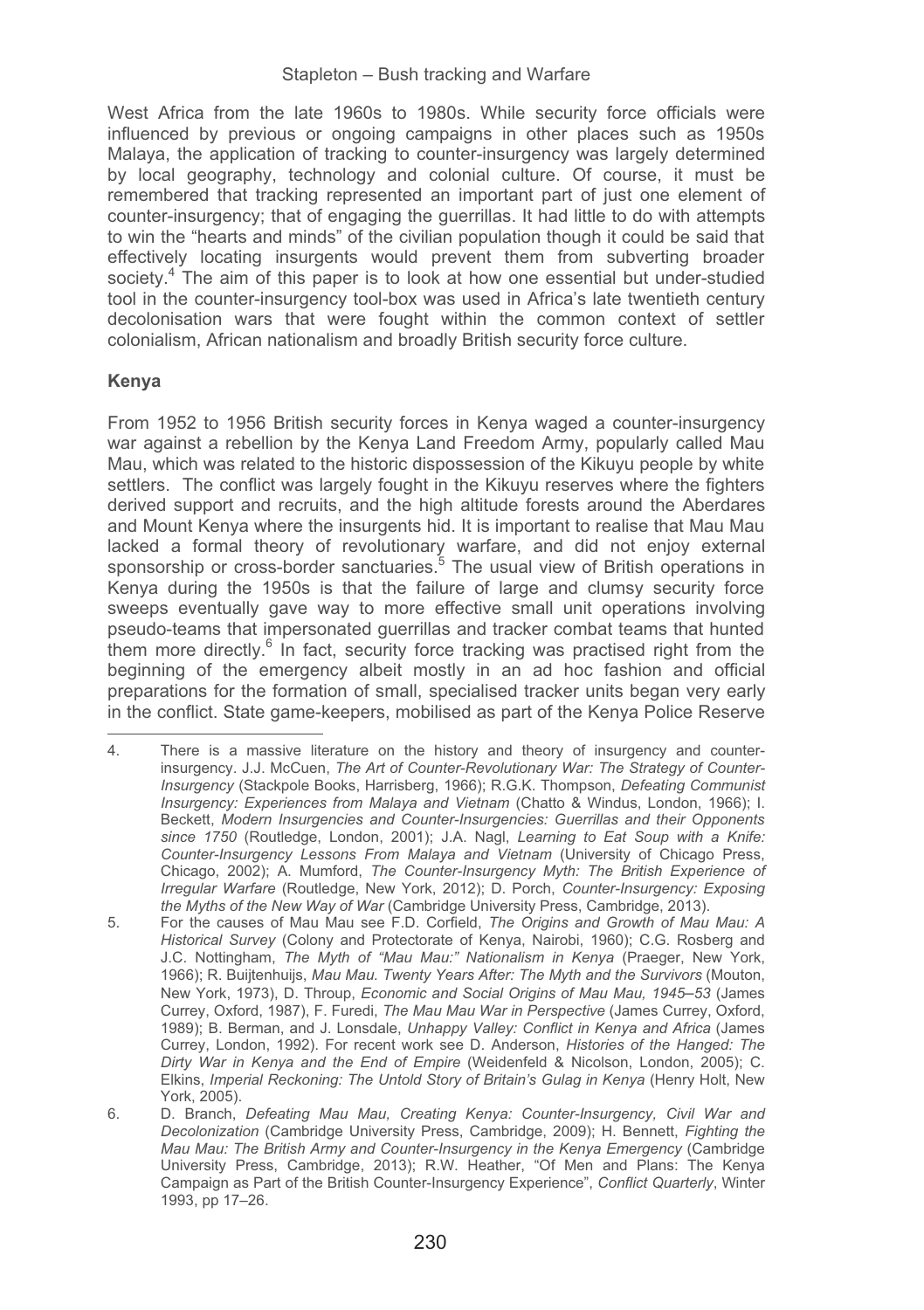West Africa from the late 1960s to 1980s. While security force officials were influenced by previous or ongoing campaigns in other places such as 1950s Malaya, the application of tracking to counter-insurgency was largely determined by local geography, technology and colonial culture. Of course, it must be remembered that tracking represented an important part of just one element of counter-insurgency; that of engaging the guerrillas. It had little to do with attempts to win the "hearts and minds" of the civilian population though it could be said that effectively locating insurgents would prevent them from subverting broader society.[4] The aim of this paper is to look at how one essential but under-studied tool in the counter-insurgency tool-box was used in Africa's late twentieth century decolonisation wars that were fought within the common context of settler colonialism, African nationalism and broadly British security force culture.

## Kenya

From 1952 to 1956 British security forces in Kenya waged a counter-insurgency war against a rebellion by the Kenya Land Freedom Army, popularly called Mau Mau, which was related to the historic dispossession of the Kikuyu people by white settlers. The conflict was largely fought in the Kikuyu reserves where the fighters derived support and recruits, and the high altitude forests around the Aberdares and Mount Kenya where the insurgents hid. It is important to realise that Mau Mau lacked a formal theory of revolutionary warfare, and did not enjoy external sponsorship or cross-border sanctuaries.[5] The usual view of British operations in Kenya during the 1950s is that the failure of large and clumsy security force sweeps eventually gave way to more effective small unit operations involving pseudo-teams that impersonated guerrillas and tracker combat teams that hunted them more directly.[6] In fact, security force tracking was practised right from the beginning of the emergency albeit mostly in an ad hoc fashion and official preparations for the formation of small, specialised tracker units began very early in the conflict. State game-keepers, mobilised as part of the Kenya Police Reserve

---

4. There is a massive literature on the history and theory of insurgency and counter-insurgency. J.J. McCuen, *The Art of Counter-Revolutionary War: The Strategy of Counter-Insurgency* (Stackpole Books, Harrisberg, 1966); R.G.K. Thompson, *Defeating Communist Insurgency: Experiences from Malaya and Vietnam* (Chatto & Windus, London, 1966); I. Beckett, *Modern Insurgencies and Counter-Insurgencies: Guerrillas and their Opponents since 1750* (Routledge, London, 2001); J.A. Nagl, *Learning to Eat Soup with a Knife: Counter-Insurgency Lessons From Malaya and Vietnam* (University of Chicago Press, Chicago, 2002); A. Mumford, *The Counter-Insurgency Myth: The British Experience of Irregular Warfare* (Routledge, New York, 2012); D. Porch, *Counter-Insurgency: Exposing the Myths of the New Way of War* (Cambridge University Press, Cambridge, 2013).
5. For the causes of Mau Mau see F.D. Corfield, *The Origins and Growth of Mau Mau: A Historical Survey* (Colony and Protectorate of Kenya, Nairobi, 1960); C.G. Rosberg and J.C. Nottingham, *The Myth of "Mau Mau:" Nationalism in Kenya* (Praeger, New York, 1966); R. Buijtenhuijs, *Mau Mau. Twenty Years After: The Myth and the Survivors* (Mouton, New York, 1973), D. Throup, *Economic and Social Origins of Mau Mau, 1945–53* (James Currey, Oxford, 1987), F. Furedi, *The Mau Mau War in Perspective* (James Currey, Oxford, 1989); B. Berman, and J. Lonsdale, *Unhappy Valley: Conflict in Kenya and Africa* (James Currey, London, 1992). For recent work see D. Anderson, *Histories of the Hanged: The Dirty War in Kenya and the End of Empire* (Weidenfeld & Nicolson, London, 2005); C. Elkins, *Imperial Reckoning: The Untold Story of Britain's Gulag in Kenya* (Henry Holt, New York, 2005).
6. D. Branch, *Defeating Mau Mau, Creating Kenya: Counter-Insurgency, Civil War and Decolonization* (Cambridge University Press, Cambridge, 2009); H. Bennett, *Fighting the Mau Mau: The British Army and Counter-Insurgency in the Kenya Emergency* (Cambridge University Press, Cambridge, 2013); R.W. Heather, "Of Men and Plans: The Kenya Campaign as Part of the British Counter-Insurgency Experience", *Conflict Quarterly*, Winter 1993, pp 17–26.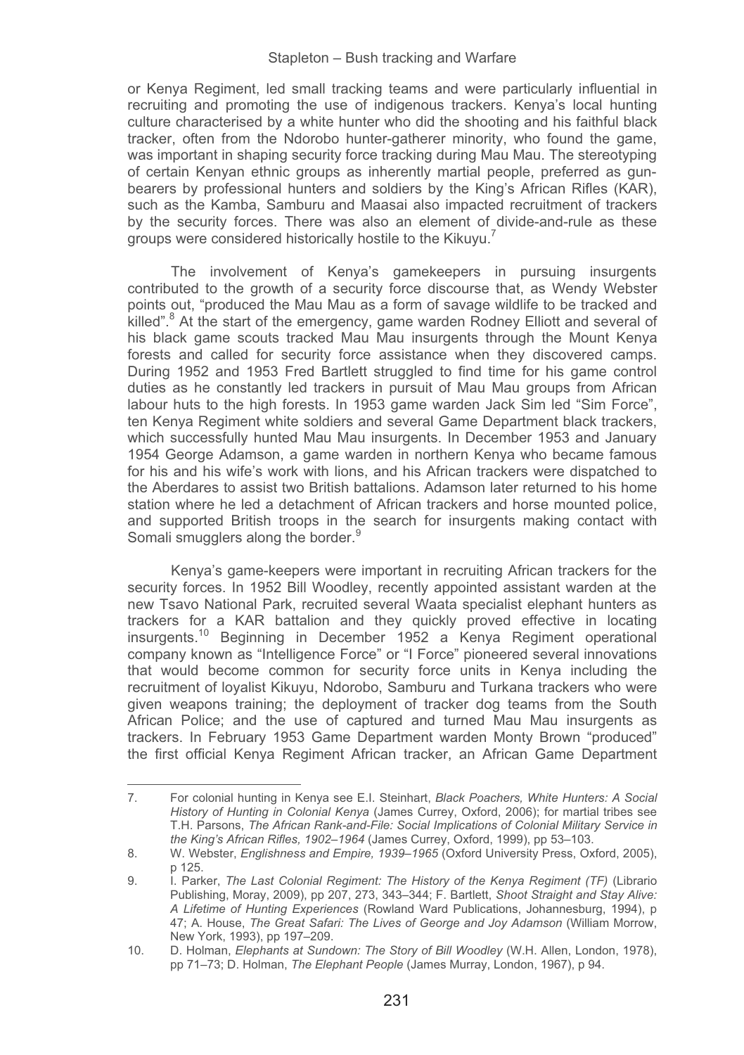or Kenya Regiment, led small tracking teams and were particularly influential in recruiting and promoting the use of indigenous trackers. Kenya's local hunting culture characterised by a white hunter who did the shooting and his faithful black tracker, often from the Ndorobo hunter-gatherer minority, who found the game, was important in shaping security force tracking during Mau Mau. The stereotyping of certain Kenyan ethnic groups as inherently martial people, preferred as gun-bearers by professional hunters and soldiers by the King's African Rifles (KAR), such as the Kamba, Samburu and Maasai also impacted recruitment of trackers by the security forces. There was also an element of divide-and-rule as these groups were considered historically hostile to the Kikuyu.[7]

The involvement of Kenya's gamekeepers in pursuing insurgents contributed to the growth of a security force discourse that, as Wendy Webster points out, "produced the Mau Mau as a form of savage wildlife to be tracked and killed".[8] At the start of the emergency, game warden Rodney Elliott and several of his black game scouts tracked Mau Mau insurgents through the Mount Kenya forests and called for security force assistance when they discovered camps. During 1952 and 1953 Fred Bartlett struggled to find time for his game control duties as he constantly led trackers in pursuit of Mau Mau groups from African labour huts to the high forests. In 1953 game warden Jack Sim led "Sim Force", ten Kenya Regiment white soldiers and several Game Department black trackers, which successfully hunted Mau Mau insurgents. In December 1953 and January 1954 George Adamson, a game warden in northern Kenya who became famous for his and his wife's work with lions, and his African trackers were dispatched to the Aberdares to assist two British battalions. Adamson later returned to his home station where he led a detachment of African trackers and horse mounted police, and supported British troops in the search for insurgents making contact with Somali smugglers along the border.[9]

Kenya's game-keepers were important in recruiting African trackers for the security forces. In 1952 Bill Woodley, recently appointed assistant warden at the new Tsavo National Park, recruited several Waata specialist elephant hunters as trackers for a KAR battalion and they quickly proved effective in locating insurgents.[10] Beginning in December 1952 a Kenya Regiment operational company known as "Intelligence Force" or "I Force" pioneered several innovations that would become common for security force units in Kenya including the recruitment of loyalist Kikuyu, Ndorobo, Samburu and Turkana trackers who were given weapons training; the deployment of tracker dog teams from the South African Police; and the use of captured and turned Mau Mau insurgents as trackers. In February 1953 Game Department warden Monty Brown "produced" the first official Kenya Regiment African tracker, an African Game Department

---

7. For colonial hunting in Kenya see E.I. Steinhart, *Black Poachers, White Hunters: A Social History of Hunting in Colonial Kenya* (James Currey, Oxford, 2006); for martial tribes see T.H. Parsons, *The African Rank-and-File: Social Implications of Colonial Military Service in the King's African Rifles, 1902–1964* (James Currey, Oxford, 1999), pp 53–103.
8. W. Webster, *Englishness and Empire, 1939–1965* (Oxford University Press, Oxford, 2005), p 125.
9. I. Parker, *The Last Colonial Regiment: The History of the Kenya Regiment (TF)* (Librario Publishing, Moray, 2009), pp 207, 273, 343–344; F. Bartlett, *Shoot Straight and Stay Alive: A Lifetime of Hunting Experiences* (Rowland Ward Publications, Johannesburg, 1994), p 47; A. House, *The Great Safari: The Lives of George and Joy Adamson* (William Morrow, New York, 1993), pp 197–209.
10. D. Holman, *Elephants at Sundown: The Story of Bill Woodley* (W.H. Allen, London, 1978), pp 71–73; D. Holman, *The Elephant People* (James Murray, London, 1967), p 94.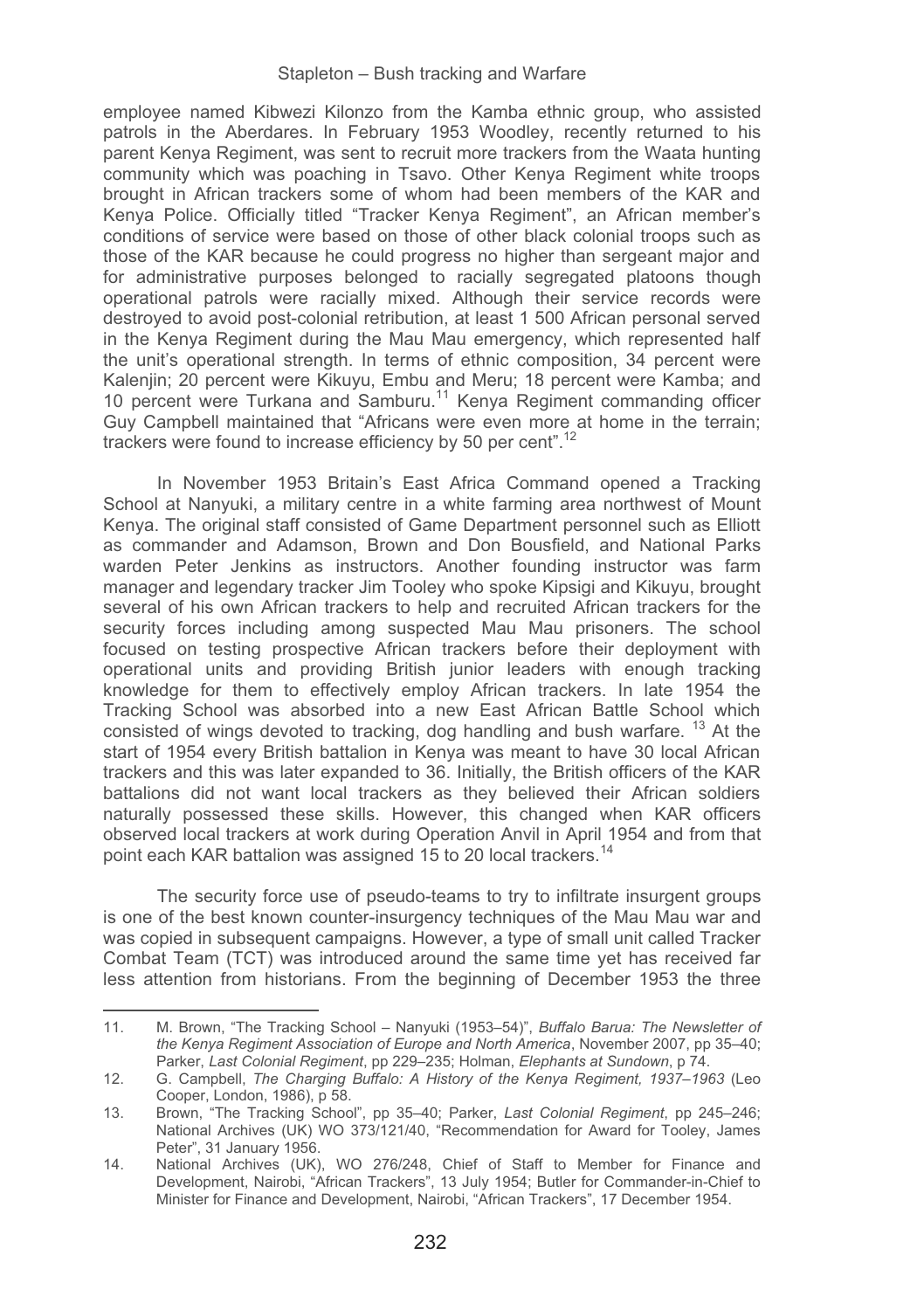employee named Kibwezi Kilonzo from the Kamba ethnic group, who assisted patrols in the Aberdares. In February 1953 Woodley, recently returned to his parent Kenya Regiment, was sent to recruit more trackers from the Waata hunting community which was poaching in Tsavo. Other Kenya Regiment white troops brought in African trackers some of whom had been members of the KAR and Kenya Police. Officially titled "Tracker Kenya Regiment", an African member's conditions of service were based on those of other black colonial troops such as those of the KAR because he could progress no higher than sergeant major and for administrative purposes belonged to racially segregated platoons though operational patrols were racially mixed. Although their service records were destroyed to avoid post-colonial retribution, at least 1 500 African personal served in the Kenya Regiment during the Mau Mau emergency, which represented half the unit's operational strength. In terms of ethnic composition, 34 percent were Kalenjin; 20 percent were Kikuyu, Embu and Meru; 18 percent were Kamba; and 10 percent were Turkana and Samburu.[11] Kenya Regiment commanding officer Guy Campbell maintained that "Africans were even more at home in the terrain; trackers were found to increase efficiency by 50 per cent".[12]

In November 1953 Britain's East Africa Command opened a Tracking School at Nanyuki, a military centre in a white farming area northwest of Mount Kenya. The original staff consisted of Game Department personnel such as Elliott as commander and Adamson, Brown and Don Bousfield, and National Parks warden Peter Jenkins as instructors. Another founding instructor was farm manager and legendary tracker Jim Tooley who spoke Kipsigi and Kikuyu, brought several of his own African trackers to help and recruited African trackers for the security forces including among suspected Mau Mau prisoners. The school focused on testing prospective African trackers before their deployment with operational units and providing British junior leaders with enough tracking knowledge for them to effectively employ African trackers. In late 1954 the Tracking School was absorbed into a new East African Battle School which consisted of wings devoted to tracking, dog handling and bush warfare.[13] At the start of 1954 every British battalion in Kenya was meant to have 30 local African trackers and this was later expanded to 36. Initially, the British officers of the KAR battalions did not want local trackers as they believed their African soldiers naturally possessed these skills. However, this changed when KAR officers observed local trackers at work during Operation Anvil in April 1954 and from that point each KAR battalion was assigned 15 to 20 local trackers.[14]

The security force use of pseudo-teams to try to infiltrate insurgent groups is one of the best known counter-insurgency techniques of the Mau Mau war and was copied in subsequent campaigns. However, a type of small unit called Tracker Combat Team (TCT) was introduced around the same time yet has received far less attention from historians. From the beginning of December 1953 the three

---

11. M. Brown, "The Tracking School – Nanyuki (1953–54)", *Buffalo Barua: The Newsletter of the Kenya Regiment Association of Europe and North America*, November 2007, pp 35–40; Parker, *Last Colonial Regiment*, pp 229–235; Holman, *Elephants at Sundown*, p 74.
12. G. Campbell, *The Charging Buffalo: A History of the Kenya Regiment, 1937–1963* (Leo Cooper, London, 1986), p 58.
13. Brown, "The Tracking School", pp 35–40; Parker, *Last Colonial Regiment*, pp 245–246; National Archives (UK) WO 373/121/40, "Recommendation for Award for Tooley, James Peter", 31 January 1956.
14. National Archives (UK), WO 276/248, Chief of Staff to Member for Finance and Development, Nairobi, "African Trackers", 13 July 1954; Butler for Commander-in-Chief to Minister for Finance and Development, Nairobi, "African Trackers", 17 December 1954.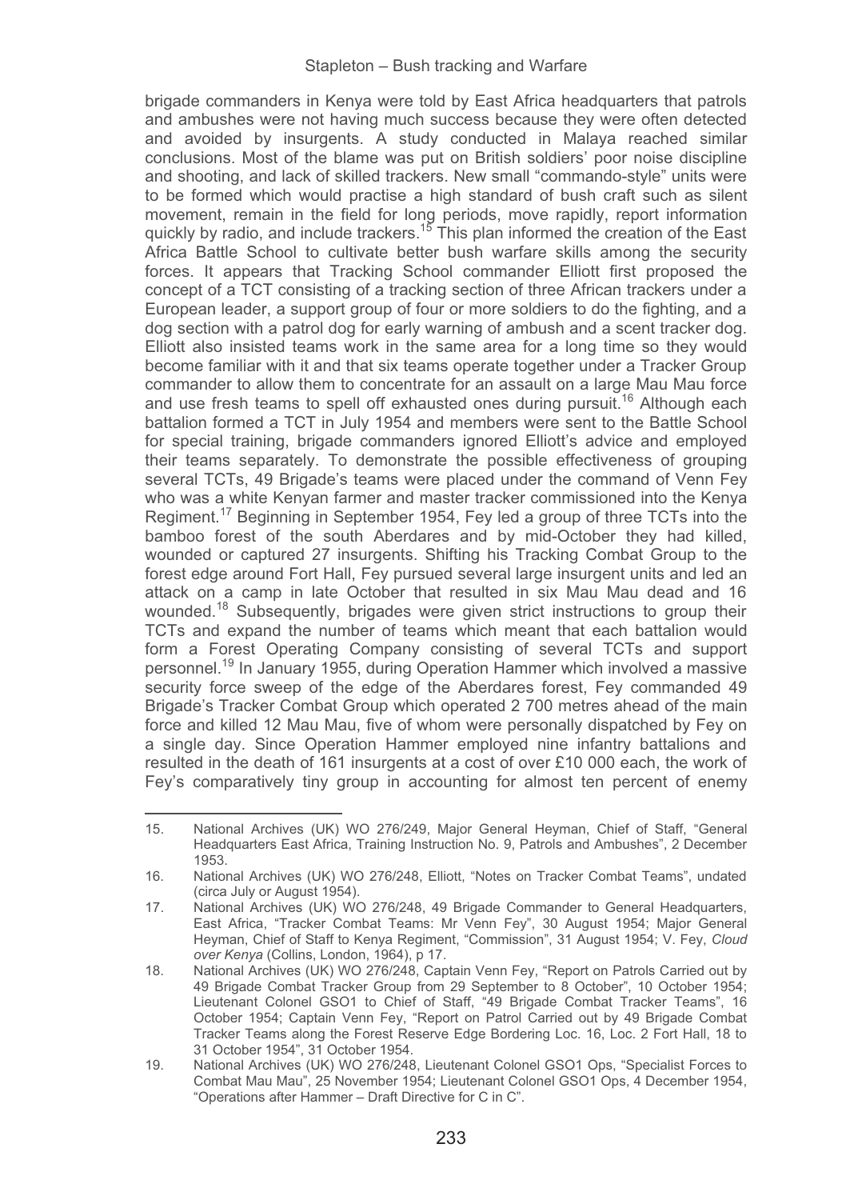brigade commanders in Kenya were told by East Africa headquarters that patrols and ambushes were not having much success because they were often detected and avoided by insurgents. A study conducted in Malaya reached similar conclusions. Most of the blame was put on British soldiers' poor noise discipline and shooting, and lack of skilled trackers. New small "commando-style" units were to be formed which would practise a high standard of bush craft such as silent movement, remain in the field for long periods, move rapidly, report information quickly by radio, and include trackers.[15] This plan informed the creation of the East Africa Battle School to cultivate better bush warfare skills among the security forces. It appears that Tracking School commander Elliott first proposed the concept of a TCT consisting of a tracking section of three African trackers under a European leader, a support group of four or more soldiers to do the fighting, and a dog section with a patrol dog for early warning of ambush and a scent tracker dog. Elliott also insisted teams work in the same area for a long time so they would become familiar with it and that six teams operate together under a Tracker Group commander to allow them to concentrate for an assault on a large Mau Mau force and use fresh teams to spell off exhausted ones during pursuit.[16] Although each battalion formed a TCT in July 1954 and members were sent to the Battle School for special training, brigade commanders ignored Elliott's advice and employed their teams separately. To demonstrate the possible effectiveness of grouping several TCTs, 49 Brigade's teams were placed under the command of Venn Fey who was a white Kenyan farmer and master tracker commissioned into the Kenya Regiment.[17] Beginning in September 1954, Fey led a group of three TCTs into the bamboo forest of the south Aberdares and by mid-October they had killed, wounded or captured 27 insurgents. Shifting his Tracking Combat Group to the forest edge around Fort Hall, Fey pursued several large insurgent units and led an attack on a camp in late October that resulted in six Mau Mau dead and 16 wounded.[18] Subsequently, brigades were given strict instructions to group their TCTs and expand the number of teams which meant that each battalion would form a Forest Operating Company consisting of several TCTs and support personnel.[19] In January 1955, during Operation Hammer which involved a massive security force sweep of the edge of the Aberdares forest, Fey commanded 49 Brigade's Tracker Combat Group which operated 2 700 metres ahead of the main force and killed 12 Mau Mau, five of whom were personally dispatched by Fey on a single day. Since Operation Hammer employed nine infantry battalions and resulted in the death of 161 insurgents at a cost of over £10 000 each, the work of Fey's comparatively tiny group in accounting for almost ten percent of enemy

---

15. National Archives (UK) WO 276/249, Major General Heyman, Chief of Staff, "General Headquarters East Africa, Training Instruction No. 9, Patrols and Ambushes", 2 December 1953.
16. National Archives (UK) WO 276/248, Elliott, "Notes on Tracker Combat Teams", undated (circa July or August 1954).
17. National Archives (UK) WO 276/248, 49 Brigade Commander to General Headquarters, East Africa, "Tracker Combat Teams: Mr Venn Fey", 30 August 1954; Major General Heyman, Chief of Staff to Kenya Regiment, "Commission", 31 August 1954; V. Fey, *Cloud over Kenya* (Collins, London, 1964), p 17.
18. National Archives (UK) WO 276/248, Captain Venn Fey, "Report on Patrols Carried out by 49 Brigade Combat Tracker Group from 29 September to 8 October", 10 October 1954; Lieutenant Colonel GSO1 to Chief of Staff, "49 Brigade Combat Tracker Teams", 16 October 1954; Captain Venn Fey, "Report on Patrol Carried out by 49 Brigade Combat Tracker Teams along the Forest Reserve Edge Bordering Loc. 16, Loc. 2 Fort Hall, 18 to 31 October 1954", 31 October 1954.
19. National Archives (UK) WO 276/248, Lieutenant Colonel GSO1 Ops, "Specialist Forces to Combat Mau Mau", 25 November 1954; Lieutenant Colonel GSO1 Ops, 4 December 1954, "Operations after Hammer – Draft Directive for C in C".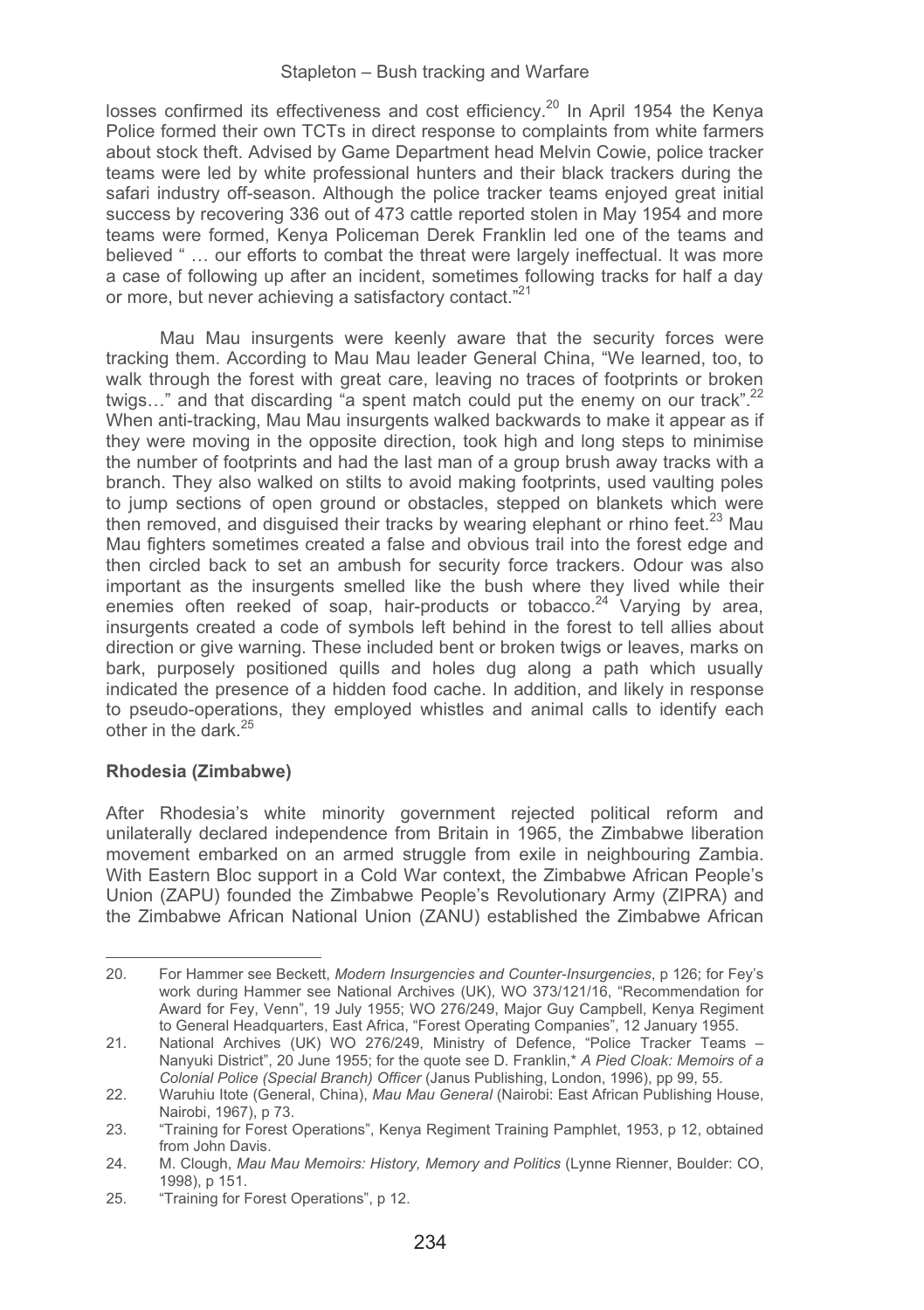losses confirmed its effectiveness and cost efficiency.[20] In April 1954 the Kenya Police formed their own TCTs in direct response to complaints from white farmers about stock theft. Advised by Game Department head Melvin Cowie, police tracker teams were led by white professional hunters and their black trackers during the safari industry off-season. Although the police tracker teams enjoyed great initial success by recovering 336 out of 473 cattle reported stolen in May 1954 and more teams were formed, Kenya Policeman Derek Franklin led one of the teams and believed " … our efforts to combat the threat were largely ineffectual. It was more a case of following up after an incident, sometimes following tracks for half a day or more, but never achieving a satisfactory contact."[21]

Mau Mau insurgents were keenly aware that the security forces were tracking them. According to Mau Mau leader General China, "We learned, too, to walk through the forest with great care, leaving no traces of footprints or broken twigs…" and that discarding "a spent match could put the enemy on our track".[22] When anti-tracking, Mau Mau insurgents walked backwards to make it appear as if they were moving in the opposite direction, took high and long steps to minimise the number of footprints and had the last man of a group brush away tracks with a branch. They also walked on stilts to avoid making footprints, used vaulting poles to jump sections of open ground or obstacles, stepped on blankets which were then removed, and disguised their tracks by wearing elephant or rhino feet.[23] Mau Mau fighters sometimes created a false and obvious trail into the forest edge and then circled back to set an ambush for security force trackers. Odour was also important as the insurgents smelled like the bush where they lived while their enemies often reeked of soap, hair-products or tobacco.[24] Varying by area, insurgents created a code of symbols left behind in the forest to tell allies about direction or give warning. These included bent or broken twigs or leaves, marks on bark, purposely positioned quills and holes dug along a path which usually indicated the presence of a hidden food cache. In addition, and likely in response to pseudo-operations, they employed whistles and animal calls to identify each other in the dark.[25]

## Rhodesia (Zimbabwe)

After Rhodesia's white minority government rejected political reform and unilaterally declared independence from Britain in 1965, the Zimbabwe liberation movement embarked on an armed struggle from exile in neighbouring Zambia. With Eastern Bloc support in a Cold War context, the Zimbabwe African People's Union (ZAPU) founded the Zimbabwe People's Revolutionary Army (ZIPRA) and the Zimbabwe African National Union (ZANU) established the Zimbabwe African

---

20. For Hammer see Beckett, *Modern Insurgencies and Counter-Insurgencies*, p 126; for Fey's work during Hammer see National Archives (UK), WO 373/121/16, "Recommendation for Award for Fey, Venn", 19 July 1955; WO 276/249, Major Guy Campbell, Kenya Regiment to General Headquarters, East Africa, "Forest Operating Companies", 12 January 1955.
21. National Archives (UK) WO 276/249, Ministry of Defence, "Police Tracker Teams – Nanyuki District", 20 June 1955; for the quote see D. Franklin,* *A Pied Cloak: Memoirs of a Colonial Police (Special Branch) Officer* (Janus Publishing, London, 1996), pp 99, 55.
22. Waruhiu Itote (General, China), *Mau Mau General* (Nairobi: East African Publishing House, Nairobi, 1967), p 73.
23. "Training for Forest Operations", Kenya Regiment Training Pamphlet, 1953, p 12, obtained from John Davis.
24. M. Clough, *Mau Mau Memoirs: History, Memory and Politics* (Lynne Rienner, Boulder: CO, 1998), p 151.
25. "Training for Forest Operations", p 12.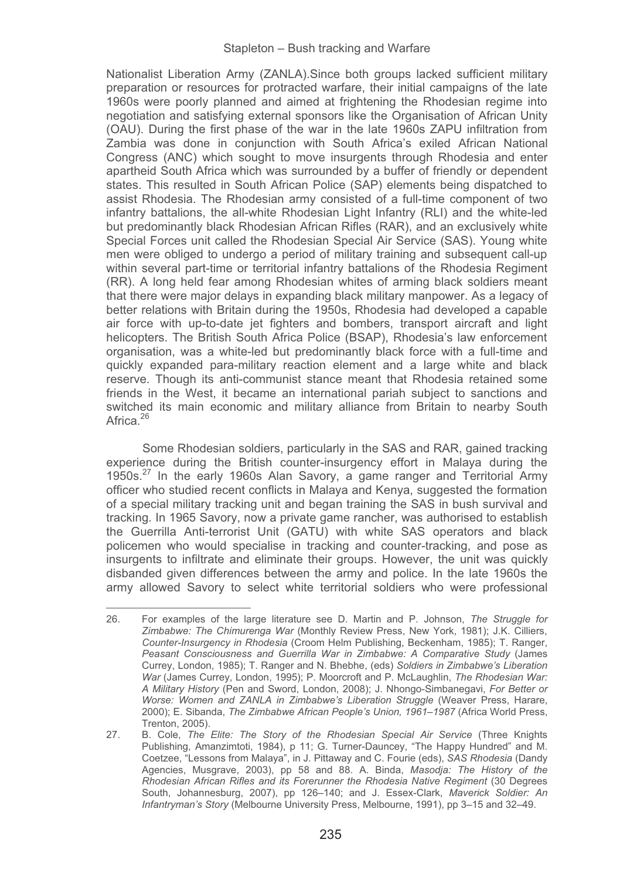Nationalist Liberation Army (ZANLA).Since both groups lacked sufficient military preparation or resources for protracted warfare, their initial campaigns of the late 1960s were poorly planned and aimed at frightening the Rhodesian regime into negotiation and satisfying external sponsors like the Organisation of African Unity (OAU). During the first phase of the war in the late 1960s ZAPU infiltration from Zambia was done in conjunction with South Africa's exiled African National Congress (ANC) which sought to move insurgents through Rhodesia and enter apartheid South Africa which was surrounded by a buffer of friendly or dependent states. This resulted in South African Police (SAP) elements being dispatched to assist Rhodesia. The Rhodesian army consisted of a full-time component of two infantry battalions, the all-white Rhodesian Light Infantry (RLI) and the white-led but predominantly black Rhodesian African Rifles (RAR), and an exclusively white Special Forces unit called the Rhodesian Special Air Service (SAS). Young white men were obliged to undergo a period of military training and subsequent call-up within several part-time or territorial infantry battalions of the Rhodesia Regiment (RR). A long held fear among Rhodesian whites of arming black soldiers meant that there were major delays in expanding black military manpower. As a legacy of better relations with Britain during the 1950s, Rhodesia had developed a capable air force with up-to-date jet fighters and bombers, transport aircraft and light helicopters. The British South Africa Police (BSAP), Rhodesia's law enforcement organisation, was a white-led but predominantly black force with a full-time and quickly expanded para-military reaction element and a large white and black reserve. Though its anti-communist stance meant that Rhodesia retained some friends in the West, it became an international pariah subject to sanctions and switched its main economic and military alliance from Britain to nearby South Africa.[26]

Some Rhodesian soldiers, particularly in the SAS and RAR, gained tracking experience during the British counter-insurgency effort in Malaya during the 1950s.[27] In the early 1960s Alan Savory, a game ranger and Territorial Army officer who studied recent conflicts in Malaya and Kenya, suggested the formation of a special military tracking unit and began training the SAS in bush survival and tracking. In 1965 Savory, now a private game rancher, was authorised to establish the Guerrilla Anti-terrorist Unit (GATU) with white SAS operators and black policemen who would specialise in tracking and counter-tracking, and pose as insurgents to infiltrate and eliminate their groups. However, the unit was quickly disbanded given differences between the army and police. In the late 1960s the army allowed Savory to select white territorial soldiers who were professional

---

26. For examples of the large literature see D. Martin and P. Johnson, *The Struggle for Zimbabwe: The Chimurenga War* (Monthly Review Press, New York, 1981); J.K. Cilliers, *Counter-Insurgency in Rhodesia* (Croom Helm Publishing, Beckenham, 1985); T. Ranger, *Peasant Consciousness and Guerrilla War in Zimbabwe: A Comparative Study* (James Currey, London, 1985); T. Ranger and N. Bhebhe, (eds) *Soldiers in Zimbabwe's Liberation War* (James Currey, London, 1995); P. Moorcroft and P. McLaughlin, *The Rhodesian War: A Military History* (Pen and Sword, London, 2008); J. Nhongo-Simbanegavi, *For Better or Worse: Women and ZANLA in Zimbabwe's Liberation Struggle* (Weaver Press, Harare, 2000); E. Sibanda, *The Zimbabwe African People's Union, 1961–1987* (Africa World Press, Trenton, 2005).

27. B. Cole, *The Elite: The Story of the Rhodesian Special Air Service* (Three Knights Publishing, Amanzimtoti, 1984), p 11; G. Turner-Dauncey, "The Happy Hundred" and M. Coetzee, "Lessons from Malaya", in J. Pittaway and C. Fourie (eds), *SAS Rhodesia* (Dandy Agencies, Musgrave, 2003), pp 58 and 88. A. Binda, *Masodja: The History of the Rhodesian African Rifles and its Forerunner the Rhodesia Native Regiment* (30 Degrees South, Johannesburg, 2007), pp 126–140; and J. Essex-Clark, *Maverick Soldier: An Infantryman's Story* (Melbourne University Press, Melbourne, 1991), pp 3–15 and 32–49.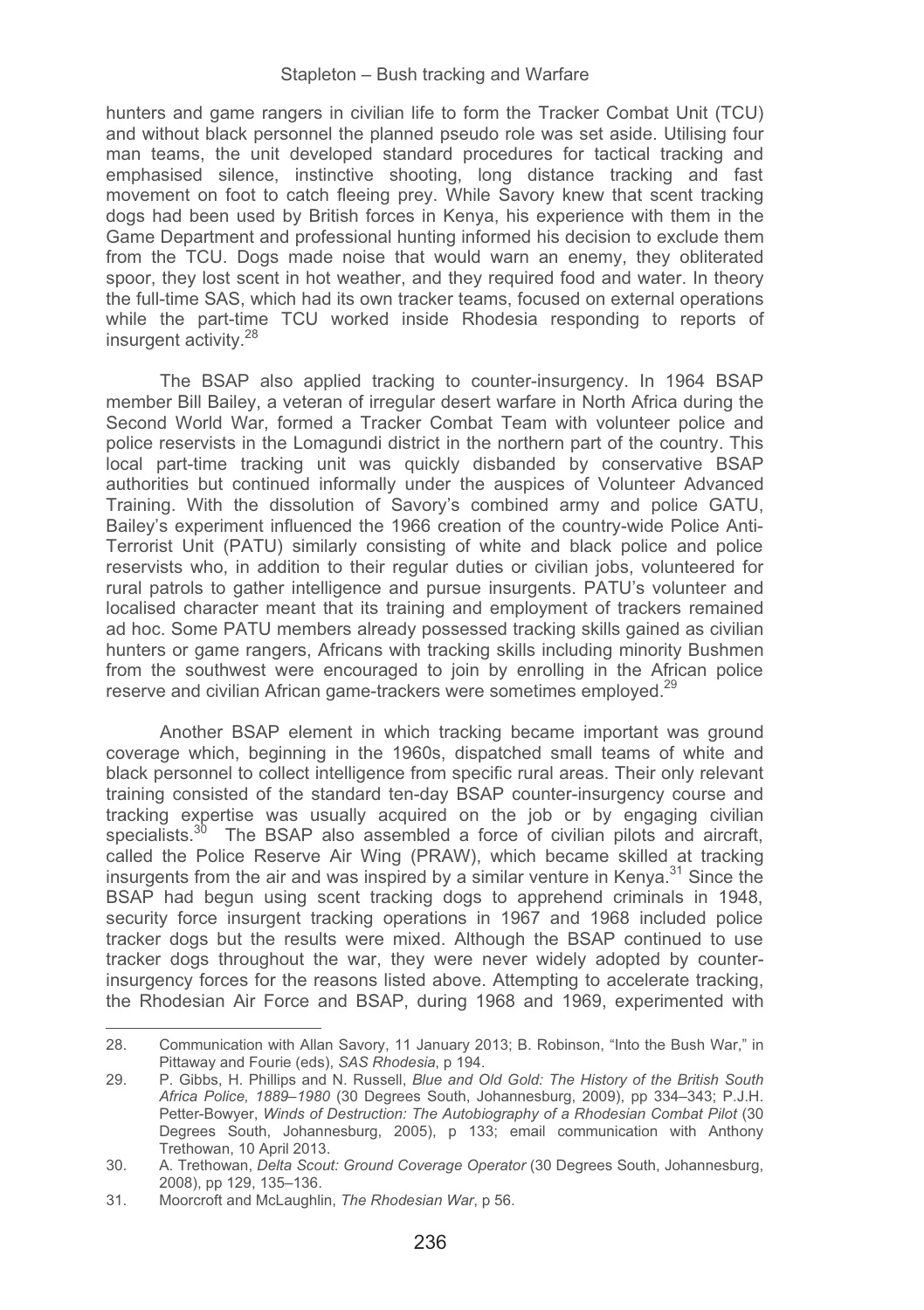hunters and game rangers in civilian life to form the Tracker Combat Unit (TCU) and without black personnel the planned pseudo role was set aside. Utilising four man teams, the unit developed standard procedures for tactical tracking and emphasised silence, instinctive shooting, long distance tracking and fast movement on foot to catch fleeing prey. While Savory knew that scent tracking dogs had been used by British forces in Kenya, his experience with them in the Game Department and professional hunting informed his decision to exclude them from the TCU. Dogs made noise that would warn an enemy, they obliterated spoor, they lost scent in hot weather, and they required food and water. In theory the full-time SAS, which had its own tracker teams, focused on external operations while the part-time TCU worked inside Rhodesia responding to reports of insurgent activity.[28]

The BSAP also applied tracking to counter-insurgency. In 1964 BSAP member Bill Bailey, a veteran of irregular desert warfare in North Africa during the Second World War, formed a Tracker Combat Team with volunteer police and police reservists in the Lomagundi district in the northern part of the country. This local part-time tracking unit was quickly disbanded by conservative BSAP authorities but continued informally under the auspices of Volunteer Advanced Training. With the dissolution of Savory's combined army and police GATU, Bailey's experiment influenced the 1966 creation of the country-wide Police Anti-Terrorist Unit (PATU) similarly consisting of white and black police and police reservists who, in addition to their regular duties or civilian jobs, volunteered for rural patrols to gather intelligence and pursue insurgents. PATU's volunteer and localised character meant that its training and employment of trackers remained ad hoc. Some PATU members already possessed tracking skills gained as civilian hunters or game rangers, Africans with tracking skills including minority Bushmen from the southwest were encouraged to join by enrolling in the African police reserve and civilian African game-trackers were sometimes employed.[29]

Another BSAP element in which tracking became important was ground coverage which, beginning in the 1960s, dispatched small teams of white and black personnel to collect intelligence from specific rural areas. Their only relevant training consisted of the standard ten-day BSAP counter-insurgency course and tracking expertise was usually acquired on the job or by engaging civilian specialists.[30] The BSAP also assembled a force of civilian pilots and aircraft, called the Police Reserve Air Wing (PRAW), which became skilled at tracking insurgents from the air and was inspired by a similar venture in Kenya.[31] Since the BSAP had begun using scent tracking dogs to apprehend criminals in 1948, security force insurgent tracking operations in 1967 and 1968 included police tracker dogs but the results were mixed. Although the BSAP continued to use tracker dogs throughout the war, they were never widely adopted by counter-insurgency forces for the reasons listed above. Attempting to accelerate tracking, the Rhodesian Air Force and BSAP, during 1968 and 1969, experimented with

---

28. Communication with Allan Savory, 11 January 2013; B. Robinson, "Into the Bush War," in Pittaway and Fourie (eds), *SAS Rhodesia*, p 194.
29. P. Gibbs, H. Phillips and N. Russell, *Blue and Old Gold: The History of the British South Africa Police, 1889–1980* (30 Degrees South, Johannesburg, 2009), pp 334–343; P.J.H. Petter-Bowyer, *Winds of Destruction: The Autobiography of a Rhodesian Combat Pilot* (30 Degrees South, Johannesburg, 2005), p 133; email communication with Anthony Trethowan, 10 April 2013.
30. A. Trethowan, *Delta Scout: Ground Coverage Operator* (30 Degrees South, Johannesburg, 2008), pp 129, 135–136.
31. Moorcroft and McLaughlin, *The Rhodesian War*, p 56.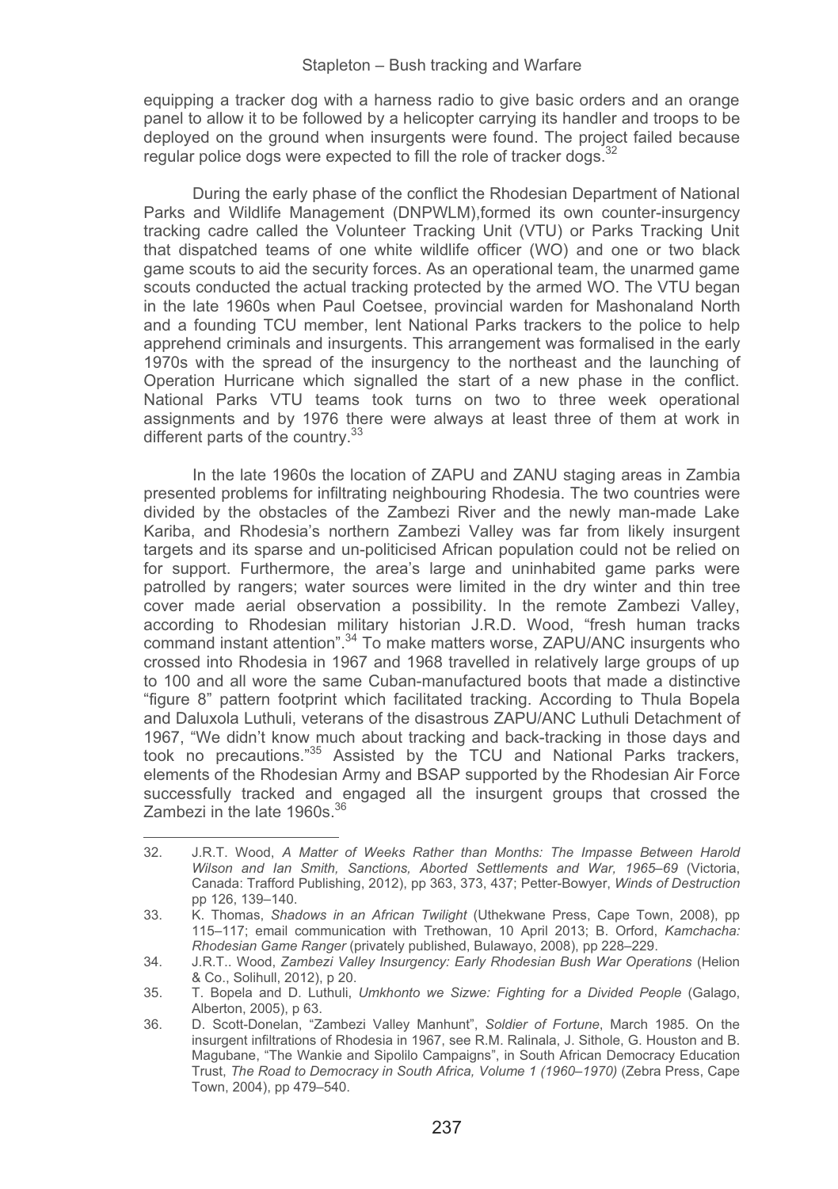equipping a tracker dog with a harness radio to give basic orders and an orange panel to allow it to be followed by a helicopter carrying its handler and troops to be deployed on the ground when insurgents were found. The project failed because regular police dogs were expected to fill the role of tracker dogs.[32]

During the early phase of the conflict the Rhodesian Department of National Parks and Wildlife Management (DNPWLM),formed its own counter-insurgency tracking cadre called the Volunteer Tracking Unit (VTU) or Parks Tracking Unit that dispatched teams of one white wildlife officer (WO) and one or two black game scouts to aid the security forces. As an operational team, the unarmed game scouts conducted the actual tracking protected by the armed WO. The VTU began in the late 1960s when Paul Coetsee, provincial warden for Mashonaland North and a founding TCU member, lent National Parks trackers to the police to help apprehend criminals and insurgents. This arrangement was formalised in the early 1970s with the spread of the insurgency to the northeast and the launching of Operation Hurricane which signalled the start of a new phase in the conflict. National Parks VTU teams took turns on two to three week operational assignments and by 1976 there were always at least three of them at work in different parts of the country.[33]

In the late 1960s the location of ZAPU and ZANU staging areas in Zambia presented problems for infiltrating neighbouring Rhodesia. The two countries were divided by the obstacles of the Zambezi River and the newly man-made Lake Kariba, and Rhodesia's northern Zambezi Valley was far from likely insurgent targets and its sparse and un-politicised African population could not be relied on for support. Furthermore, the area's large and uninhabited game parks were patrolled by rangers; water sources were limited in the dry winter and thin tree cover made aerial observation a possibility. In the remote Zambezi Valley, according to Rhodesian military historian J.R.D. Wood, "fresh human tracks command instant attention".[34] To make matters worse, ZAPU/ANC insurgents who crossed into Rhodesia in 1967 and 1968 travelled in relatively large groups of up to 100 and all wore the same Cuban-manufactured boots that made a distinctive "figure 8" pattern footprint which facilitated tracking. According to Thula Bopela and Daluxola Luthuli, veterans of the disastrous ZAPU/ANC Luthuli Detachment of 1967, "We didn't know much about tracking and back-tracking in those days and took no precautions."[35] Assisted by the TCU and National Parks trackers, elements of the Rhodesian Army and BSAP supported by the Rhodesian Air Force successfully tracked and engaged all the insurgent groups that crossed the Zambezi in the late 1960s.[36]

---

32. J.R.T. Wood, *A Matter of Weeks Rather than Months: The Impasse Between Harold Wilson and Ian Smith, Sanctions, Aborted Settlements and War, 1965–69* (Victoria, Canada: Trafford Publishing, 2012), pp 363, 373, 437; Petter-Bowyer, *Winds of Destruction* pp 126, 139–140.
33. K. Thomas, *Shadows in an African Twilight* (Uthekwane Press, Cape Town, 2008), pp 115–117; email communication with Trethowan, 10 April 2013; B. Orford, *Kamchacha: Rhodesian Game Ranger* (privately published, Bulawayo, 2008), pp 228–229.
34. J.R.T.. Wood, *Zambezi Valley Insurgency: Early Rhodesian Bush War Operations* (Helion & Co., Solihull, 2012), p 20.
35. T. Bopela and D. Luthuli, *Umkhonto we Sizwe: Fighting for a Divided People* (Galago, Alberton, 2005), p 63.
36. D. Scott-Donelan, "Zambezi Valley Manhunt", *Soldier of Fortune*, March 1985. On the insurgent infiltrations of Rhodesia in 1967, see R.M. Ralinala, J. Sithole, G. Houston and B. Magubane, "The Wankie and Sipolilo Campaigns", in South African Democracy Education Trust, *The Road to Democracy in South Africa, Volume 1 (1960–1970)* (Zebra Press, Cape Town, 2004), pp 479–540.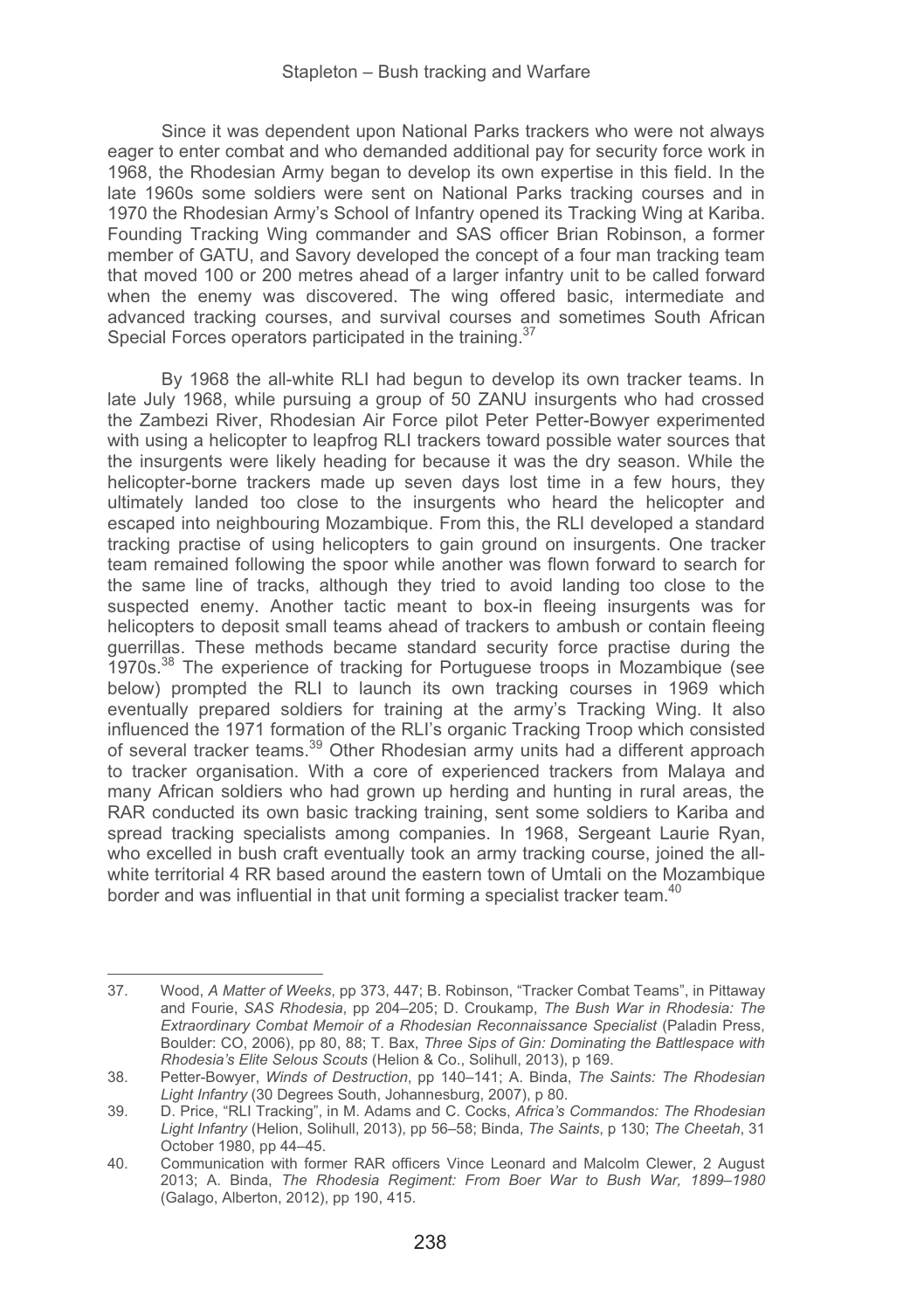Since it was dependent upon National Parks trackers who were not always eager to enter combat and who demanded additional pay for security force work in 1968, the Rhodesian Army began to develop its own expertise in this field. In the late 1960s some soldiers were sent on National Parks tracking courses and in 1970 the Rhodesian Army's School of Infantry opened its Tracking Wing at Kariba. Founding Tracking Wing commander and SAS officer Brian Robinson, a former member of GATU, and Savory developed the concept of a four man tracking team that moved 100 or 200 metres ahead of a larger infantry unit to be called forward when the enemy was discovered. The wing offered basic, intermediate and advanced tracking courses, and survival courses and sometimes South African Special Forces operators participated in the training.[37]

By 1968 the all-white RLI had begun to develop its own tracker teams. In late July 1968, while pursuing a group of 50 ZANU insurgents who had crossed the Zambezi River, Rhodesian Air Force pilot Peter Petter-Bowyer experimented with using a helicopter to leapfrog RLI trackers toward possible water sources that the insurgents were likely heading for because it was the dry season. While the helicopter-borne trackers made up seven days lost time in a few hours, they ultimately landed too close to the insurgents who heard the helicopter and escaped into neighbouring Mozambique. From this, the RLI developed a standard tracking practise of using helicopters to gain ground on insurgents. One tracker team remained following the spoor while another was flown forward to search for the same line of tracks, although they tried to avoid landing too close to the suspected enemy. Another tactic meant to box-in fleeing insurgents was for helicopters to deposit small teams ahead of trackers to ambush or contain fleeing guerrillas. These methods became standard security force practise during the 1970s.[38] The experience of tracking for Portuguese troops in Mozambique (see below) prompted the RLI to launch its own tracking courses in 1969 which eventually prepared soldiers for training at the army's Tracking Wing. It also influenced the 1971 formation of the RLI's organic Tracking Troop which consisted of several tracker teams.[39] Other Rhodesian army units had a different approach to tracker organisation. With a core of experienced trackers from Malaya and many African soldiers who had grown up herding and hunting in rural areas, the RAR conducted its own basic tracking training, sent some soldiers to Kariba and spread tracking specialists among companies. In 1968, Sergeant Laurie Ryan, who excelled in bush craft eventually took an army tracking course, joined the all-white territorial 4 RR based around the eastern town of Umtali on the Mozambique border and was influential in that unit forming a specialist tracker team.[40]

---

37. Wood, *A Matter of Weeks*, pp 373, 447; B. Robinson, "Tracker Combat Teams", in Pittaway and Fourie, *SAS Rhodesia*, pp 204–205; D. Croukamp, *The Bush War in Rhodesia: The Extraordinary Combat Memoir of a Rhodesian Reconnaissance Specialist* (Paladin Press, Boulder: CO, 2006), pp 80, 88; T. Bax, *Three Sips of Gin: Dominating the Battlespace with Rhodesia's Elite Selous Scouts* (Helion & Co., Solihull, 2013), p 169.
38. Petter-Bowyer, *Winds of Destruction*, pp 140–141; A. Binda, *The Saints: The Rhodesian Light Infantry* (30 Degrees South, Johannesburg, 2007), p 80.
39. D. Price, "RLI Tracking", in M. Adams and C. Cocks, *Africa's Commandos: The Rhodesian Light Infantry* (Helion, Solihull, 2013), pp 56–58; Binda, *The Saints*, p 130; *The Cheetah*, 31 October 1980, pp 44–45.
40. Communication with former RAR officers Vince Leonard and Malcolm Clewer, 2 August 2013; A. Binda, *The Rhodesia Regiment: From Boer War to Bush War, 1899–1980* (Galago, Alberton, 2012), pp 190, 415.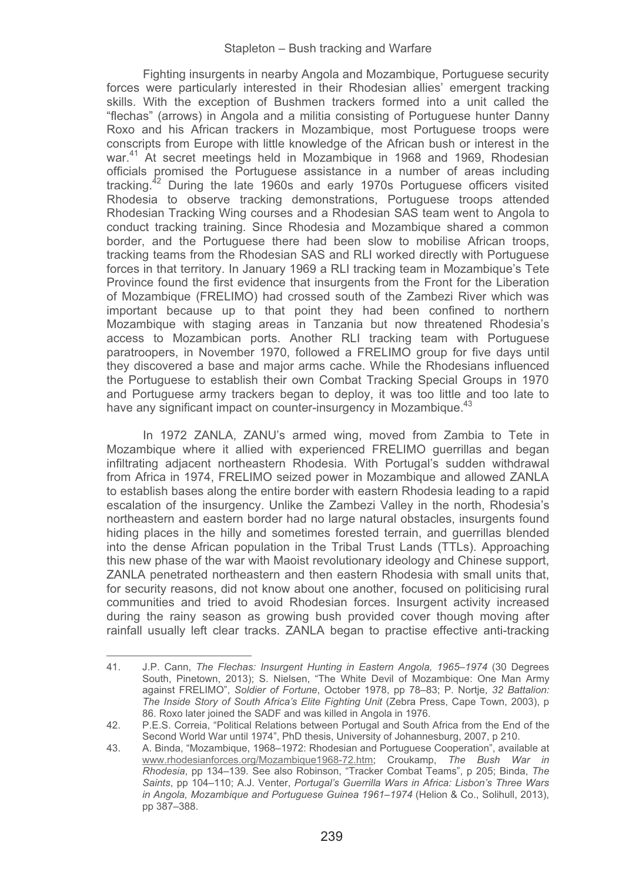Fighting insurgents in nearby Angola and Mozambique, Portuguese security forces were particularly interested in their Rhodesian allies' emergent tracking skills. With the exception of Bushmen trackers formed into a unit called the "flechas" (arrows) in Angola and a militia consisting of Portuguese hunter Danny Roxo and his African trackers in Mozambique, most Portuguese troops were conscripts from Europe with little knowledge of the African bush or interest in the war.[41] At secret meetings held in Mozambique in 1968 and 1969, Rhodesian officials promised the Portuguese assistance in a number of areas including tracking.[42] During the late 1960s and early 1970s Portuguese officers visited Rhodesia to observe tracking demonstrations, Portuguese troops attended Rhodesian Tracking Wing courses and a Rhodesian SAS team went to Angola to conduct tracking training. Since Rhodesia and Mozambique shared a common border, and the Portuguese there had been slow to mobilise African troops, tracking teams from the Rhodesian SAS and RLI worked directly with Portuguese forces in that territory. In January 1969 a RLI tracking team in Mozambique's Tete Province found the first evidence that insurgents from the Front for the Liberation of Mozambique (FRELIMO) had crossed south of the Zambezi River which was important because up to that point they had been confined to northern Mozambique with staging areas in Tanzania but now threatened Rhodesia's access to Mozambican ports. Another RLI tracking team with Portuguese paratroopers, in November 1970, followed a FRELIMO group for five days until they discovered a base and major arms cache. While the Rhodesians influenced the Portuguese to establish their own Combat Tracking Special Groups in 1970 and Portuguese army trackers began to deploy, it was too little and too late to have any significant impact on counter-insurgency in Mozambique.[43]

In 1972 ZANLA, ZANU's armed wing, moved from Zambia to Tete in Mozambique where it allied with experienced FRELIMO guerrillas and began infiltrating adjacent northeastern Rhodesia. With Portugal's sudden withdrawal from Africa in 1974, FRELIMO seized power in Mozambique and allowed ZANLA to establish bases along the entire border with eastern Rhodesia leading to a rapid escalation of the insurgency. Unlike the Zambezi Valley in the north, Rhodesia's northeastern and eastern border had no large natural obstacles, insurgents found hiding places in the hilly and sometimes forested terrain, and guerrillas blended into the dense African population in the Tribal Trust Lands (TTLs). Approaching this new phase of the war with Maoist revolutionary ideology and Chinese support, ZANLA penetrated northeastern and then eastern Rhodesia with small units that, for security reasons, did not know about one another, focused on politicising rural communities and tried to avoid Rhodesian forces. Insurgent activity increased during the rainy season as growing bush provided cover though moving after rainfall usually left clear tracks. ZANLA began to practise effective anti-tracking

---

41. J.P. Cann, *The Flechas: Insurgent Hunting in Eastern Angola, 1965–1974* (30 Degrees South, Pinetown, 2013); S. Nielsen, "The White Devil of Mozambique: One Man Army against FRELIMO", *Soldier of Fortune*, October 1978, pp 78–83; P. Nortje, *32 Battalion: The Inside Story of South Africa's Elite Fighting Unit* (Zebra Press, Cape Town, 2003), p 86. Roxo later joined the SADF and was killed in Angola in 1976.
42. P.E.S. Correia, "Political Relations between Portugal and South Africa from the End of the Second World War until 1974", PhD thesis, University of Johannesburg, 2007, p 210.
43. A. Binda, "Mozambique, 1968–1972: Rhodesian and Portuguese Cooperation", available at www.rhodesianforces.org/Mozambique1968-72.htm; Croukamp, *The Bush War in Rhodesia*, pp 134–139. See also Robinson, "Tracker Combat Teams", p 205; Binda, *The Saints*, pp 104–110; A.J. Venter, *Portugal's Guerrilla Wars in Africa: Lisbon's Three Wars in Angola, Mozambique and Portuguese Guinea 1961–1974* (Helion & Co., Solihull, 2013), pp 387–388.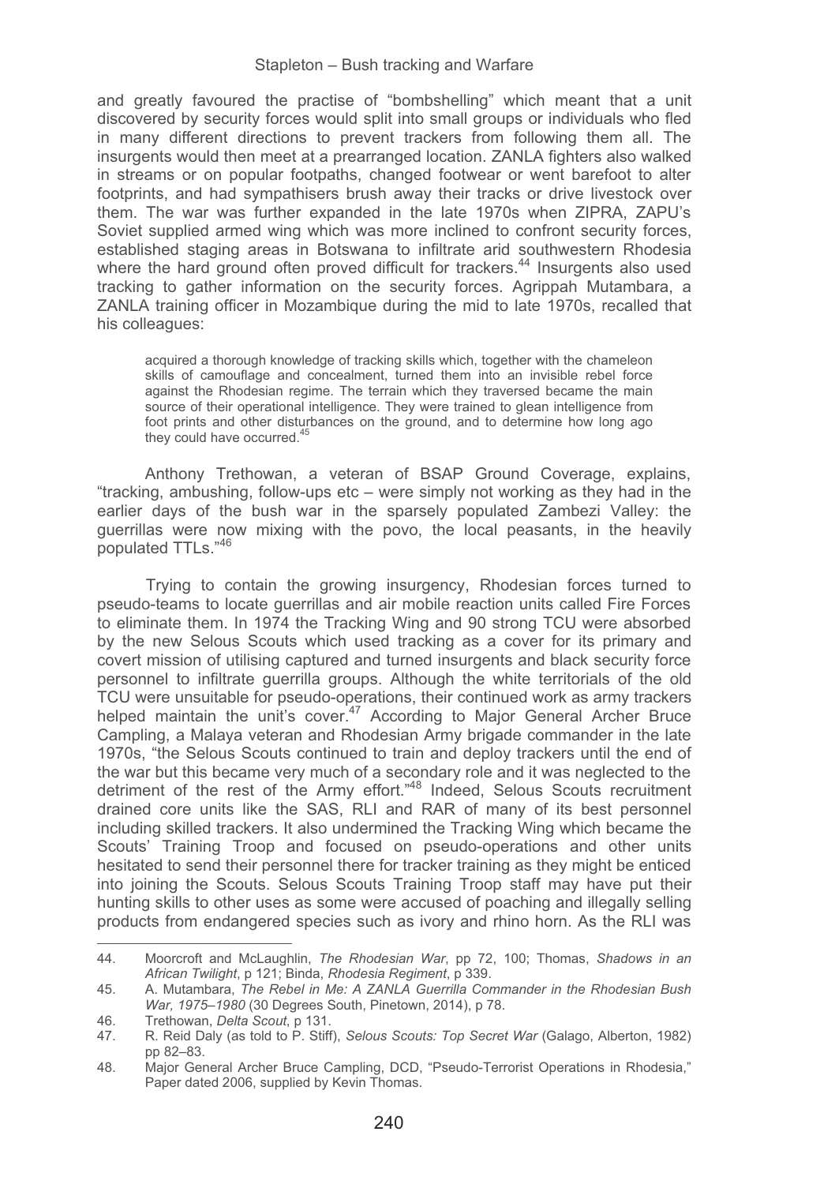and greatly favoured the practise of "bombshelling" which meant that a unit discovered by security forces would split into small groups or individuals who fled in many different directions to prevent trackers from following them all. The insurgents would then meet at a prearranged location. ZANLA fighters also walked in streams or on popular footpaths, changed footwear or went barefoot to alter footprints, and had sympathisers brush away their tracks or drive livestock over them. The war was further expanded in the late 1970s when ZIPRA, ZAPU's Soviet supplied armed wing which was more inclined to confront security forces, established staging areas in Botswana to infiltrate arid southwestern Rhodesia where the hard ground often proved difficult for trackers.[44] Insurgents also used tracking to gather information on the security forces. Agrippah Mutambara, a ZANLA training officer in Mozambique during the mid to late 1970s, recalled that his colleagues:

> acquired a thorough knowledge of tracking skills which, together with the chameleon skills of camouflage and concealment, turned them into an invisible rebel force against the Rhodesian regime. The terrain which they traversed became the main source of their operational intelligence. They were trained to glean intelligence from foot prints and other disturbances on the ground, and to determine how long ago they could have occurred.[45]

Anthony Trethowan, a veteran of BSAP Ground Coverage, explains, "tracking, ambushing, follow-ups etc – were simply not working as they had in the earlier days of the bush war in the sparsely populated Zambezi Valley: the guerrillas were now mixing with the povo, the local peasants, in the heavily populated TTLs."[46]

Trying to contain the growing insurgency, Rhodesian forces turned to pseudo-teams to locate guerrillas and air mobile reaction units called Fire Forces to eliminate them. In 1974 the Tracking Wing and 90 strong TCU were absorbed by the new Selous Scouts which used tracking as a cover for its primary and covert mission of utilising captured and turned insurgents and black security force personnel to infiltrate guerrilla groups. Although the white territorials of the old TCU were unsuitable for pseudo-operations, their continued work as army trackers helped maintain the unit's cover.[47] According to Major General Archer Bruce Campling, a Malaya veteran and Rhodesian Army brigade commander in the late 1970s, "the Selous Scouts continued to train and deploy trackers until the end of the war but this became very much of a secondary role and it was neglected to the detriment of the rest of the Army effort."[48] Indeed, Selous Scouts recruitment drained core units like the SAS, RLI and RAR of many of its best personnel including skilled trackers. It also undermined the Tracking Wing which became the Scouts' Training Troop and focused on pseudo-operations and other units hesitated to send their personnel there for tracker training as they might be enticed into joining the Scouts. Selous Scouts Training Troop staff may have put their hunting skills to other uses as some were accused of poaching and illegally selling products from endangered species such as ivory and rhino horn. As the RLI was

---

44. Moorcroft and McLaughlin, *The Rhodesian War*, pp 72, 100; Thomas, *Shadows in an African Twilight*, p 121; Binda, *Rhodesia Regiment*, p 339.
45. A. Mutambara, *The Rebel in Me: A ZANLA Guerrilla Commander in the Rhodesian Bush War, 1975–1980* (30 Degrees South, Pinetown, 2014), p 78.
46. Trethowan, *Delta Scout*, p 131.
47. R. Reid Daly (as told to P. Stiff), *Selous Scouts: Top Secret War* (Galago, Alberton, 1982) pp 82–83.
48. Major General Archer Bruce Campling, DCD, "Pseudo-Terrorist Operations in Rhodesia," Paper dated 2006, supplied by Kevin Thomas.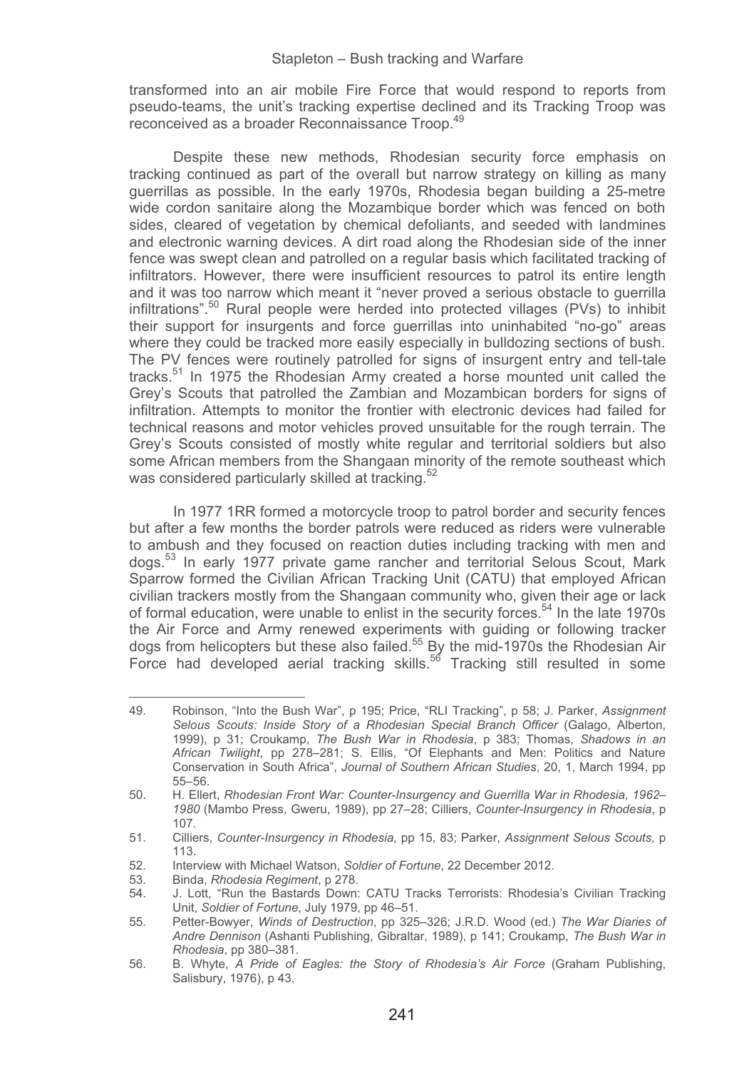transformed into an air mobile Fire Force that would respond to reports from pseudo-teams, the unit's tracking expertise declined and its Tracking Troop was reconceived as a broader Reconnaissance Troop.[49]

Despite these new methods, Rhodesian security force emphasis on tracking continued as part of the overall but narrow strategy on killing as many guerrillas as possible. In the early 1970s, Rhodesia began building a 25-metre wide cordon sanitaire along the Mozambique border which was fenced on both sides, cleared of vegetation by chemical defoliants, and seeded with landmines and electronic warning devices. A dirt road along the Rhodesian side of the inner fence was swept clean and patrolled on a regular basis which facilitated tracking of infiltrators. However, there were insufficient resources to patrol its entire length and it was too narrow which meant it "never proved a serious obstacle to guerrilla infiltrations".[50] Rural people were herded into protected villages (PVs) to inhibit their support for insurgents and force guerrillas into uninhabited "no-go" areas where they could be tracked more easily especially in bulldozing sections of bush. The PV fences were routinely patrolled for signs of insurgent entry and tell-tale tracks.[51] In 1975 the Rhodesian Army created a horse mounted unit called the Grey's Scouts that patrolled the Zambian and Mozambican borders for signs of infiltration. Attempts to monitor the frontier with electronic devices had failed for technical reasons and motor vehicles proved unsuitable for the rough terrain. The Grey's Scouts consisted of mostly white regular and territorial soldiers but also some African members from the Shangaan minority of the remote southeast which was considered particularly skilled at tracking.[52]

In 1977 1RR formed a motorcycle troop to patrol border and security fences but after a few months the border patrols were reduced as riders were vulnerable to ambush and they focused on reaction duties including tracking with men and dogs.[53] In early 1977 private game rancher and territorial Selous Scout, Mark Sparrow formed the Civilian African Tracking Unit (CATU) that employed African civilian trackers mostly from the Shangaan community who, given their age or lack of formal education, were unable to enlist in the security forces.[54] In the late 1970s the Air Force and Army renewed experiments with guiding or following tracker dogs from helicopters but these also failed.[55] By the mid-1970s the Rhodesian Air Force had developed aerial tracking skills.[56] Tracking still resulted in some

---

49. Robinson, "Into the Bush War", p 195; Price, "RLI Tracking", p 58; J. Parker, *Assignment Selous Scouts: Inside Story of a Rhodesian Special Branch Officer* (Galago, Alberton, 1999), p 31; Croukamp, *The Bush War in Rhodesia*, p 383; Thomas, *Shadows in an African Twilight*, pp 278–281; S. Ellis, "Of Elephants and Men: Politics and Nature Conservation in South Africa", *Journal of Southern African Studies*, 20, 1, March 1994, pp 55–56.
50. H. Ellert, *Rhodesian Front War: Counter-Insurgency and Guerrilla War in Rhodesia, 1962–1980* (Mambo Press, Gweru, 1989), pp 27–28; Cilliers, *Counter-Insurgency in Rhodesia*, p 107.
51. Cilliers, *Counter-Insurgency in Rhodesia*, pp 15, 83; Parker, *Assignment Selous Scouts,* p 113.
52. Interview with Michael Watson, *Soldier of Fortune*, 22 December 2012.
53. Binda, *Rhodesia Regiment*, p 278.
54. J. Lott, "Run the Bastards Down: CATU Tracks Terrorists: Rhodesia's Civilian Tracking Unit, *Soldier of Fortune*, July 1979, pp 46–51.
55. Petter-Bowyer, *Winds of Destruction*, pp 325–326; J.R.D. Wood (ed.) *The War Diaries of Andre Dennison* (Ashanti Publishing, Gibraltar, 1989), p 141; Croukamp, *The Bush War in Rhodesia*, pp 380–381.
56. B. Whyte, *A Pride of Eagles: the Story of Rhodesia's Air Force* (Graham Publishing, Salisbury, 1976), p 43.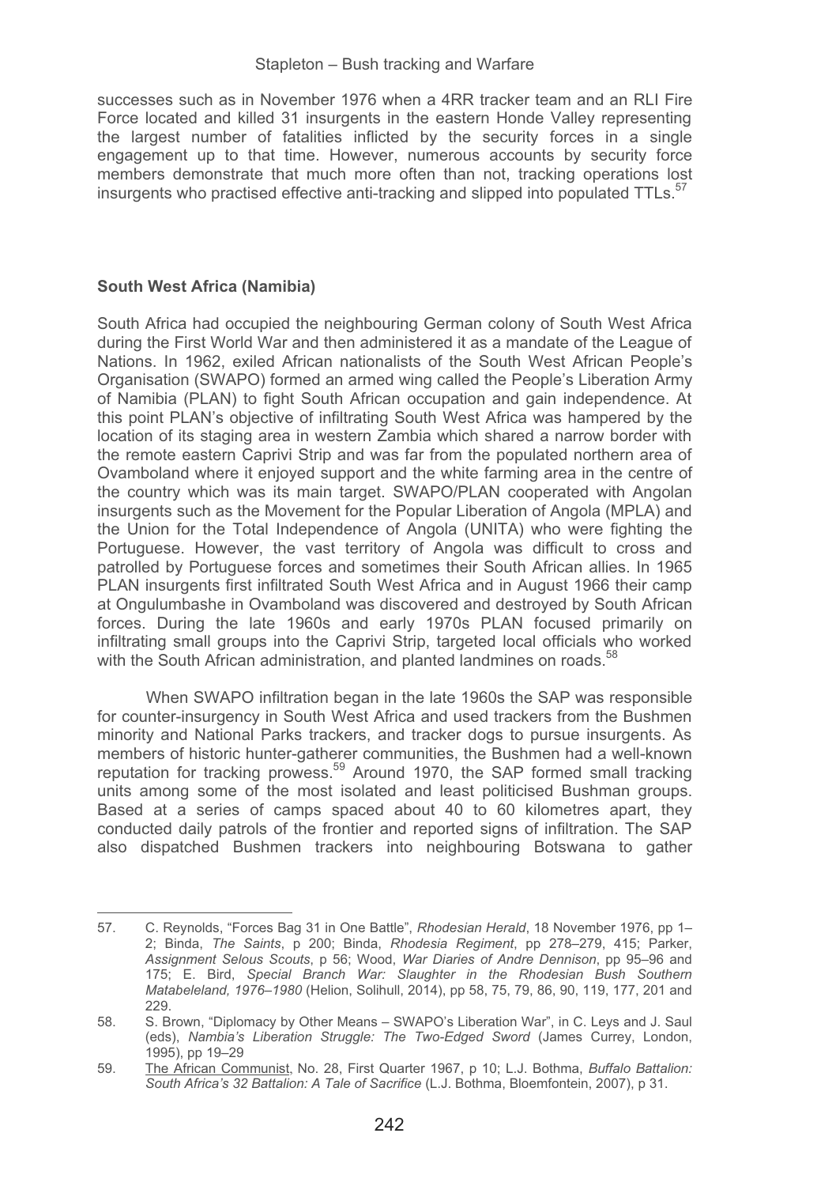successes such as in November 1976 when a 4RR tracker team and an RLI Fire Force located and killed 31 insurgents in the eastern Honde Valley representing the largest number of fatalities inflicted by the security forces in a single engagement up to that time. However, numerous accounts by security force members demonstrate that much more often than not, tracking operations lost insurgents who practised effective anti-tracking and slipped into populated TTLs.[57]

**South West Africa (Namibia)**

South Africa had occupied the neighbouring German colony of South West Africa during the First World War and then administered it as a mandate of the League of Nations. In 1962, exiled African nationalists of the South West African People's Organisation (SWAPO) formed an armed wing called the People's Liberation Army of Namibia (PLAN) to fight South African occupation and gain independence. At this point PLAN's objective of infiltrating South West Africa was hampered by the location of its staging area in western Zambia which shared a narrow border with the remote eastern Caprivi Strip and was far from the populated northern area of Ovamboland where it enjoyed support and the white farming area in the centre of the country which was its main target. SWAPO/PLAN cooperated with Angolan insurgents such as the Movement for the Popular Liberation of Angola (MPLA) and the Union for the Total Independence of Angola (UNITA) who were fighting the Portuguese. However, the vast territory of Angola was difficult to cross and patrolled by Portuguese forces and sometimes their South African allies. In 1965 PLAN insurgents first infiltrated South West Africa and in August 1966 their camp at Ongulumbashe in Ovamboland was discovered and destroyed by South African forces. During the late 1960s and early 1970s PLAN focused primarily on infiltrating small groups into the Caprivi Strip, targeted local officials who worked with the South African administration, and planted landmines on roads.[58]

When SWAPO infiltration began in the late 1960s the SAP was responsible for counter-insurgency in South West Africa and used trackers from the Bushmen minority and National Parks trackers, and tracker dogs to pursue insurgents. As members of historic hunter-gatherer communities, the Bushmen had a well-known reputation for tracking prowess.[59] Around 1970, the SAP formed small tracking units among some of the most isolated and least politicised Bushman groups. Based at a series of camps spaced about 40 to 60 kilometres apart, they conducted daily patrols of the frontier and reported signs of infiltration. The SAP also dispatched Bushmen trackers into neighbouring Botswana to gather

---

57. C. Reynolds, "Forces Bag 31 in One Battle", *Rhodesian Herald*, 18 November 1976, pp 1–2; Binda, *The Saints*, p 200; Binda, *Rhodesia Regiment*, pp 278–279, 415; Parker, *Assignment Selous Scouts*, p 56; Wood, *War Diaries of Andre Dennison*, pp 95–96 and 175; E. Bird, *Special Branch War: Slaughter in the Rhodesian Bush Southern Matabeleland, 1976–1980* (Helion, Solihull, 2014), pp 58, 75, 79, 86, 90, 119, 177, 201 and 229.

58. S. Brown, "Diplomacy by Other Means – SWAPO's Liberation War", in C. Leys and J. Saul (eds), *Nambia's Liberation Struggle: The Two-Edged Sword* (James Currey, London, 1995), pp 19–29

59. The African Communist, No. 28, First Quarter 1967, p 10; L.J. Bothma, *Buffalo Battalion: South Africa's 32 Battalion: A Tale of Sacrifice* (L.J. Bothma, Bloemfontein, 2007), p 31.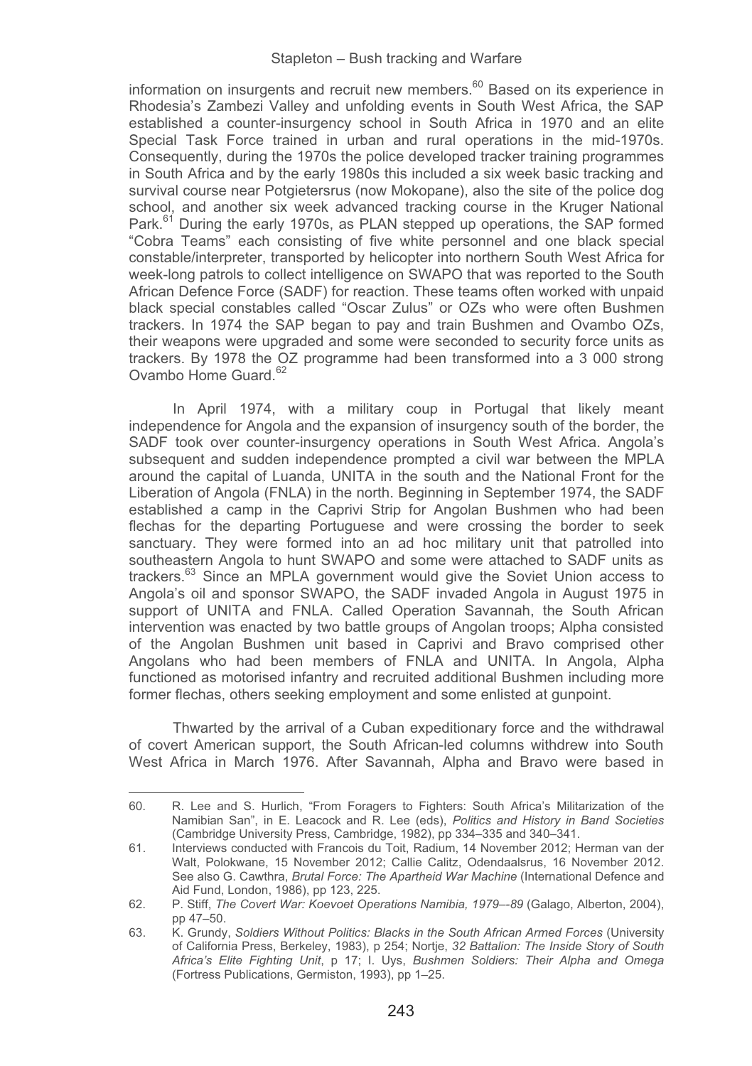information on insurgents and recruit new members.[60] Based on its experience in Rhodesia's Zambezi Valley and unfolding events in South West Africa, the SAP established a counter-insurgency school in South Africa in 1970 and an elite Special Task Force trained in urban and rural operations in the mid-1970s. Consequently, during the 1970s the police developed tracker training programmes in South Africa and by the early 1980s this included a six week basic tracking and survival course near Potgietersrus (now Mokopane), also the site of the police dog school, and another six week advanced tracking course in the Kruger National Park.[61] During the early 1970s, as PLAN stepped up operations, the SAP formed "Cobra Teams" each consisting of five white personnel and one black special constable/interpreter, transported by helicopter into northern South West Africa for week-long patrols to collect intelligence on SWAPO that was reported to the South African Defence Force (SADF) for reaction. These teams often worked with unpaid black special constables called "Oscar Zulus" or OZs who were often Bushmen trackers. In 1974 the SAP began to pay and train Bushmen and Ovambo OZs, their weapons were upgraded and some were seconded to security force units as trackers. By 1978 the OZ programme had been transformed into a 3 000 strong Ovambo Home Guard.[62]

In April 1974, with a military coup in Portugal that likely meant independence for Angola and the expansion of insurgency south of the border, the SADF took over counter-insurgency operations in South West Africa. Angola's subsequent and sudden independence prompted a civil war between the MPLA around the capital of Luanda, UNITA in the south and the National Front for the Liberation of Angola (FNLA) in the north. Beginning in September 1974, the SADF established a camp in the Caprivi Strip for Angolan Bushmen who had been flechas for the departing Portuguese and were crossing the border to seek sanctuary. They were formed into an ad hoc military unit that patrolled into southeastern Angola to hunt SWAPO and some were attached to SADF units as trackers.[63] Since an MPLA government would give the Soviet Union access to Angola's oil and sponsor SWAPO, the SADF invaded Angola in August 1975 in support of UNITA and FNLA. Called Operation Savannah, the South African intervention was enacted by two battle groups of Angolan troops; Alpha consisted of the Angolan Bushmen unit based in Caprivi and Bravo comprised other Angolans who had been members of FNLA and UNITA. In Angola, Alpha functioned as motorised infantry and recruited additional Bushmen including more former flechas, others seeking employment and some enlisted at gunpoint.

Thwarted by the arrival of a Cuban expeditionary force and the withdrawal of covert American support, the South African-led columns withdrew into South West Africa in March 1976. After Savannah, Alpha and Bravo were based in

---

60. R. Lee and S. Hurlich, "From Foragers to Fighters: South Africa's Militarization of the Namibian San", in E. Leacock and R. Lee (eds), *Politics and History in Band Societies* (Cambridge University Press, Cambridge, 1982), pp 334–335 and 340–341.
61. Interviews conducted with Francois du Toit, Radium, 14 November 2012; Herman van der Walt, Polokwane, 15 November 2012; Callie Calitz, Odendaalsrus, 16 November 2012. See also G. Cawthra, *Brutal Force: The Apartheid War Machine* (International Defence and Aid Fund, London, 1986), pp 123, 225.
62. P. Stiff, *The Covert War: Koevoet Operations Namibia, 1979-–89* (Galago, Alberton, 2004), pp 47–50.
63. K. Grundy, *Soldiers Without Politics: Blacks in the South African Armed Forces* (University of California Press, Berkeley, 1983), p 254; Nortje, *32 Battalion: The Inside Story of South Africa's Elite Fighting Unit*, p 17; I. Uys, *Bushmen Soldiers: Their Alpha and Omega* (Fortress Publications, Germiston, 1993), pp 1–25.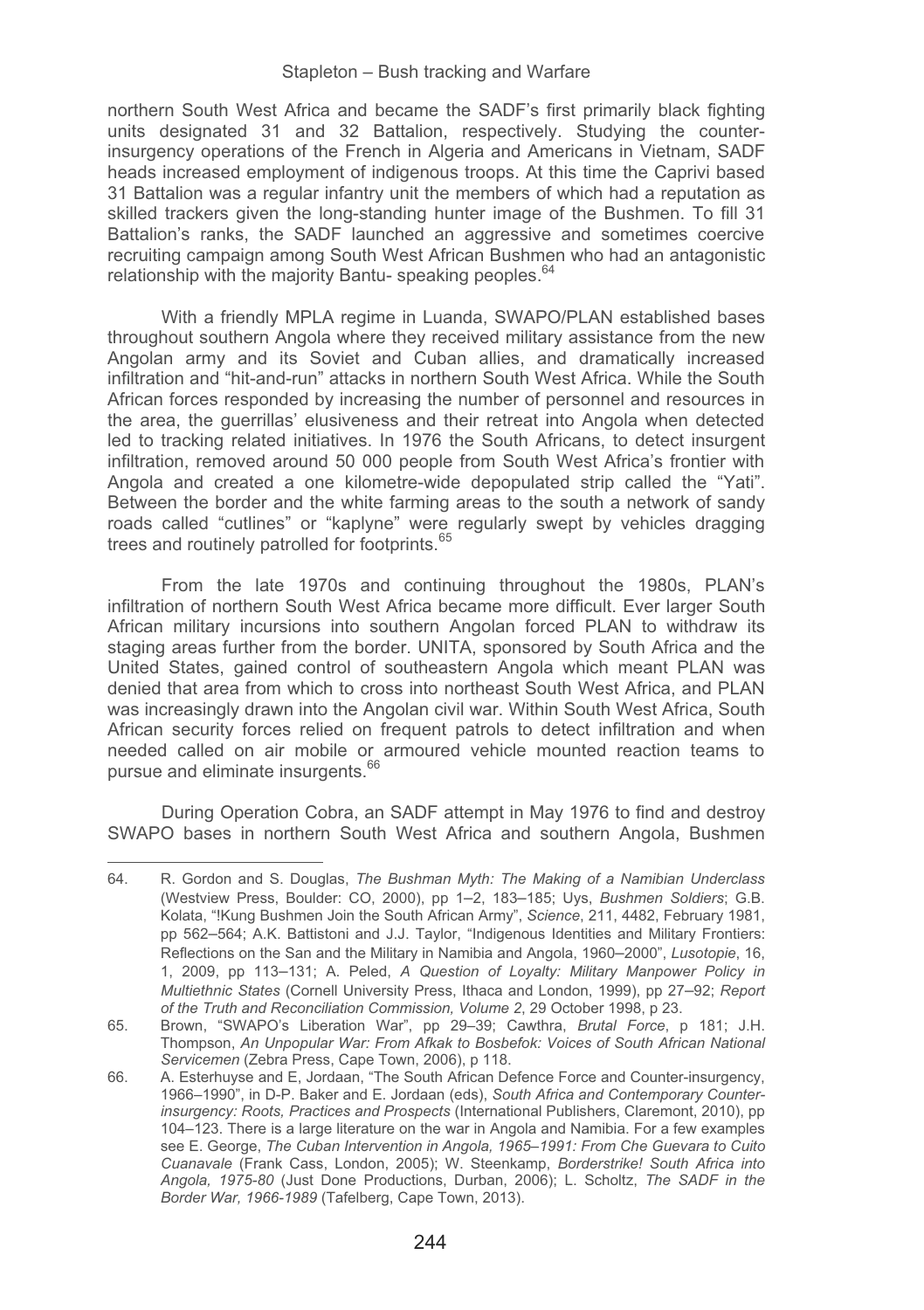northern South West Africa and became the SADF's first primarily black fighting units designated 31 and 32 Battalion, respectively. Studying the counter-insurgency operations of the French in Algeria and Americans in Vietnam, SADF heads increased employment of indigenous troops. At this time the Caprivi based 31 Battalion was a regular infantry unit the members of which had a reputation as skilled trackers given the long-standing hunter image of the Bushmen. To fill 31 Battalion's ranks, the SADF launched an aggressive and sometimes coercive recruiting campaign among South West African Bushmen who had an antagonistic relationship with the majority Bantu- speaking peoples.[64]

With a friendly MPLA regime in Luanda, SWAPO/PLAN established bases throughout southern Angola where they received military assistance from the new Angolan army and its Soviet and Cuban allies, and dramatically increased infiltration and "hit-and-run" attacks in northern South West Africa. While the South African forces responded by increasing the number of personnel and resources in the area, the guerrillas' elusiveness and their retreat into Angola when detected led to tracking related initiatives. In 1976 the South Africans, to detect insurgent infiltration, removed around 50 000 people from South West Africa's frontier with Angola and created a one kilometre-wide depopulated strip called the "Yati". Between the border and the white farming areas to the south a network of sandy roads called "cutlines" or "kaplyne" were regularly swept by vehicles dragging trees and routinely patrolled for footprints.[65]

From the late 1970s and continuing throughout the 1980s, PLAN's infiltration of northern South West Africa became more difficult. Ever larger South African military incursions into southern Angolan forced PLAN to withdraw its staging areas further from the border. UNITA, sponsored by South Africa and the United States, gained control of southeastern Angola which meant PLAN was denied that area from which to cross into northeast South West Africa, and PLAN was increasingly drawn into the Angolan civil war. Within South West Africa, South African security forces relied on frequent patrols to detect infiltration and when needed called on air mobile or armoured vehicle mounted reaction teams to pursue and eliminate insurgents.[66]

During Operation Cobra, an SADF attempt in May 1976 to find and destroy SWAPO bases in northern South West Africa and southern Angola, Bushmen

---

64. R. Gordon and S. Douglas, *The Bushman Myth: The Making of a Namibian Underclass* (Westview Press, Boulder: CO, 2000), pp 1–2, 183–185; Uys, *Bushmen Soldiers*; G.B. Kolata, "!Kung Bushmen Join the South African Army", *Science*, 211, 4482, February 1981, pp 562–564; A.K. Battistoni and J.J. Taylor, "Indigenous Identities and Military Frontiers: Reflections on the San and the Military in Namibia and Angola, 1960–2000", *Lusotopie*, 16, 1, 2009, pp 113–131; A. Peled, *A Question of Loyalty: Military Manpower Policy in Multiethnic States* (Cornell University Press, Ithaca and London, 1999), pp 27–92; *Report of the Truth and Reconciliation Commission, Volume 2*, 29 October 1998, p 23.

65. Brown, "SWAPO's Liberation War", pp 29–39; Cawthra, *Brutal Force*, p 181; J.H. Thompson, *An Unpopular War: From Afkak to Bosbefok: Voices of South African National Servicemen* (Zebra Press, Cape Town, 2006), p 118.

66. A. Esterhuyse and E, Jordaan, "The South African Defence Force and Counter-insurgency, 1966–1990", in D-P. Baker and E. Jordaan (eds), *South Africa and Contemporary Counter-insurgency: Roots, Practices and Prospects* (International Publishers, Claremont, 2010), pp 104–123. There is a large literature on the war in Angola and Namibia. For a few examples see E. George, *The Cuban Intervention in Angola, 1965–1991: From Che Guevara to Cuito Cuanavale* (Frank Cass, London, 2005); W. Steenkamp, *Borderstrike! South Africa into Angola, 1975-80* (Just Done Productions, Durban, 2006); L. Scholtz, *The SADF in the Border War, 1966-1989* (Tafelberg, Cape Town, 2013).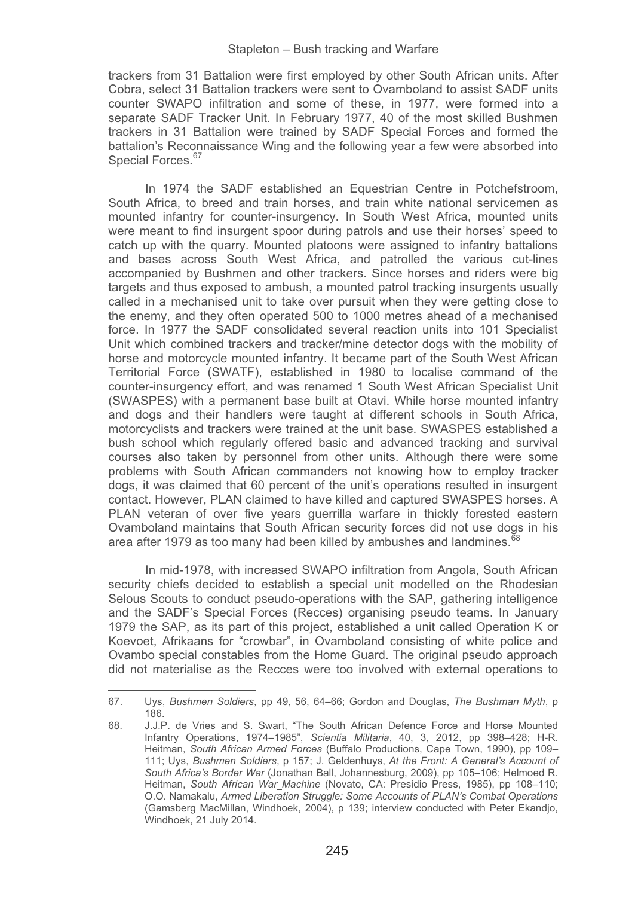trackers from 31 Battalion were first employed by other South African units. After Cobra, select 31 Battalion trackers were sent to Ovamboland to assist SADF units counter SWAPO infiltration and some of these, in 1977, were formed into a separate SADF Tracker Unit. In February 1977, 40 of the most skilled Bushmen trackers in 31 Battalion were trained by SADF Special Forces and formed the battalion's Reconnaissance Wing and the following year a few were absorbed into Special Forces.[67]

In 1974 the SADF established an Equestrian Centre in Potchefstroom, South Africa, to breed and train horses, and train white national servicemen as mounted infantry for counter-insurgency. In South West Africa, mounted units were meant to find insurgent spoor during patrols and use their horses' speed to catch up with the quarry. Mounted platoons were assigned to infantry battalions and bases across South West Africa, and patrolled the various cut-lines accompanied by Bushmen and other trackers. Since horses and riders were big targets and thus exposed to ambush, a mounted patrol tracking insurgents usually called in a mechanised unit to take over pursuit when they were getting close to the enemy, and they often operated 500 to 1000 metres ahead of a mechanised force. In 1977 the SADF consolidated several reaction units into 101 Specialist Unit which combined trackers and tracker/mine detector dogs with the mobility of horse and motorcycle mounted infantry. It became part of the South West African Territorial Force (SWATF), established in 1980 to localise command of the counter-insurgency effort, and was renamed 1 South West African Specialist Unit (SWASPES) with a permanent base built at Otavi. While horse mounted infantry and dogs and their handlers were taught at different schools in South Africa, motorcyclists and trackers were trained at the unit base. SWASPES established a bush school which regularly offered basic and advanced tracking and survival courses also taken by personnel from other units. Although there were some problems with South African commanders not knowing how to employ tracker dogs, it was claimed that 60 percent of the unit's operations resulted in insurgent contact. However, PLAN claimed to have killed and captured SWASPES horses. A PLAN veteran of over five years guerrilla warfare in thickly forested eastern Ovamboland maintains that South African security forces did not use dogs in his area after 1979 as too many had been killed by ambushes and landmines.[68]

In mid-1978, with increased SWAPO infiltration from Angola, South African security chiefs decided to establish a special unit modelled on the Rhodesian Selous Scouts to conduct pseudo-operations with the SAP, gathering intelligence and the SADF's Special Forces (Recces) organising pseudo teams. In January 1979 the SAP, as its part of this project, established a unit called Operation K or Koevoet, Afrikaans for "crowbar", in Ovamboland consisting of white police and Ovambo special constables from the Home Guard. The original pseudo approach did not materialise as the Recces were too involved with external operations to

---

67. Uys, *Bushmen Soldiers*, pp 49, 56, 64–66; Gordon and Douglas, *The Bushman Myth*, p 186.

68. J.J.P. de Vries and S. Swart, "The South African Defence Force and Horse Mounted Infantry Operations, 1974–1985", *Scientia Militaria*, 40, 3, 2012, pp 398–428; H-R. Heitman, *South African Armed Forces* (Buffalo Productions, Cape Town, 1990), pp 109–111; Uys, *Bushmen Soldiers*, p 157; J. Geldenhuys, *At the Front: A General's Account of South Africa's Border War* (Jonathan Ball, Johannesburg, 2009), pp 105–106; Helmoed R. Heitman, *South African War Machine* (Novato, CA: Presidio Press, 1985), pp 108–110; O.O. Namakalu, *Armed Liberation Struggle: Some Accounts of PLAN's Combat Operations* (Gamsberg MacMillan, Windhoek, 2004), p 139; interview conducted with Peter Ekandjo, Windhoek, 21 July 2014.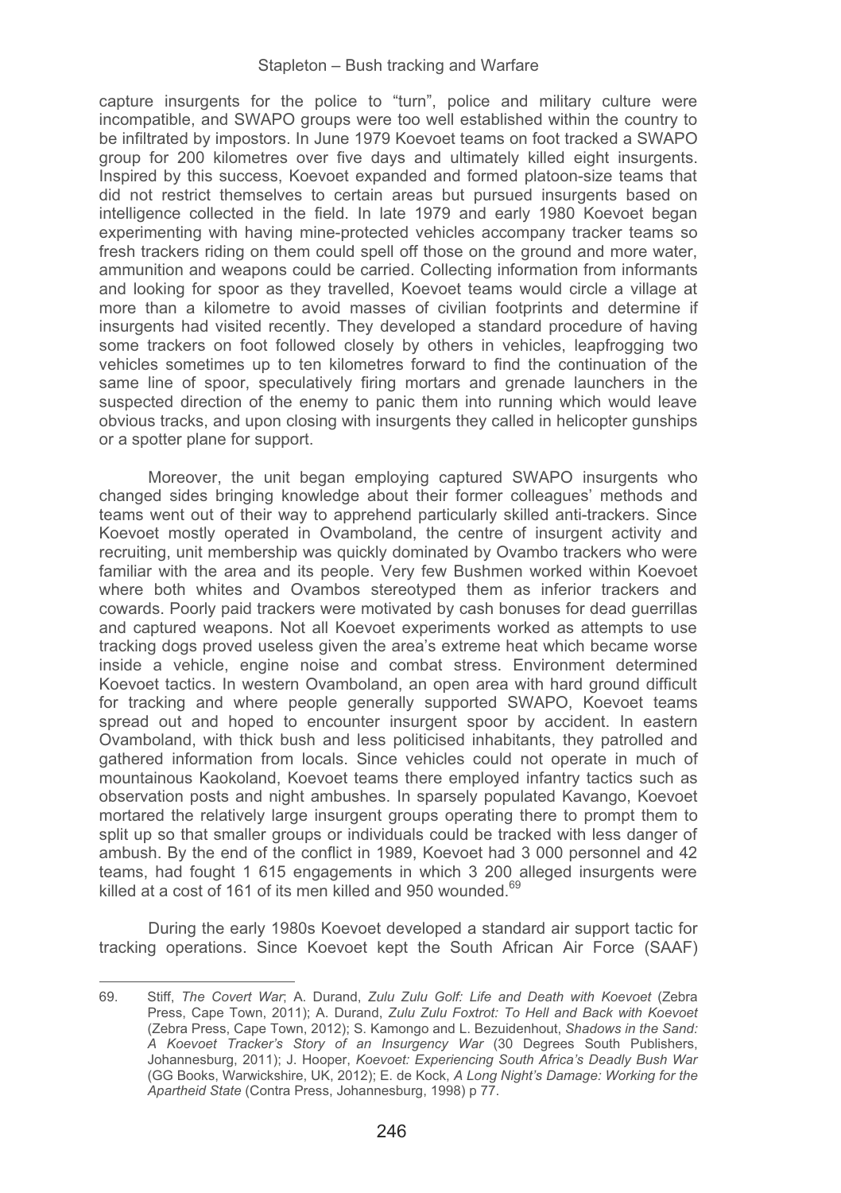capture insurgents for the police to "turn", police and military culture were incompatible, and SWAPO groups were too well established within the country to be infiltrated by impostors. In June 1979 Koevoet teams on foot tracked a SWAPO group for 200 kilometres over five days and ultimately killed eight insurgents. Inspired by this success, Koevoet expanded and formed platoon-size teams that did not restrict themselves to certain areas but pursued insurgents based on intelligence collected in the field. In late 1979 and early 1980 Koevoet began experimenting with having mine-protected vehicles accompany tracker teams so fresh trackers riding on them could spell off those on the ground and more water, ammunition and weapons could be carried. Collecting information from informants and looking for spoor as they travelled, Koevoet teams would circle a village at more than a kilometre to avoid masses of civilian footprints and determine if insurgents had visited recently. They developed a standard procedure of having some trackers on foot followed closely by others in vehicles, leapfrogging two vehicles sometimes up to ten kilometres forward to find the continuation of the same line of spoor, speculatively firing mortars and grenade launchers in the suspected direction of the enemy to panic them into running which would leave obvious tracks, and upon closing with insurgents they called in helicopter gunships or a spotter plane for support.

Moreover, the unit began employing captured SWAPO insurgents who changed sides bringing knowledge about their former colleagues' methods and teams went out of their way to apprehend particularly skilled anti-trackers. Since Koevoet mostly operated in Ovamboland, the centre of insurgent activity and recruiting, unit membership was quickly dominated by Ovambo trackers who were familiar with the area and its people. Very few Bushmen worked within Koevoet where both whites and Ovambos stereotyped them as inferior trackers and cowards. Poorly paid trackers were motivated by cash bonuses for dead guerrillas and captured weapons. Not all Koevoet experiments worked as attempts to use tracking dogs proved useless given the area's extreme heat which became worse inside a vehicle, engine noise and combat stress. Environment determined Koevoet tactics. In western Ovamboland, an open area with hard ground difficult for tracking and where people generally supported SWAPO, Koevoet teams spread out and hoped to encounter insurgent spoor by accident. In eastern Ovamboland, with thick bush and less politicised inhabitants, they patrolled and gathered information from locals. Since vehicles could not operate in much of mountainous Kaokoland, Koevoet teams there employed infantry tactics such as observation posts and night ambushes. In sparsely populated Kavango, Koevoet mortared the relatively large insurgent groups operating there to prompt them to split up so that smaller groups or individuals could be tracked with less danger of ambush. By the end of the conflict in 1989, Koevoet had 3 000 personnel and 42 teams, had fought 1 615 engagements in which 3 200 alleged insurgents were killed at a cost of 161 of its men killed and 950 wounded.[69]

During the early 1980s Koevoet developed a standard air support tactic for tracking operations. Since Koevoet kept the South African Air Force (SAAF)

---

69. Stiff, *The Covert War*; A. Durand, *Zulu Zulu Golf: Life and Death with Koevoet* (Zebra Press, Cape Town, 2011); A. Durand, *Zulu Zulu Foxtrot: To Hell and Back with Koevoet* (Zebra Press, Cape Town, 2012); S. Kamongo and L. Bezuidenhout, *Shadows in the Sand: A Koevoet Tracker's Story of an Insurgency War* (30 Degrees South Publishers, Johannesburg, 2011); J. Hooper, *Koevoet: Experiencing South Africa's Deadly Bush War* (GG Books, Warwickshire, UK, 2012); E. de Kock, *A Long Night's Damage: Working for the Apartheid State* (Contra Press, Johannesburg, 1998) p 77.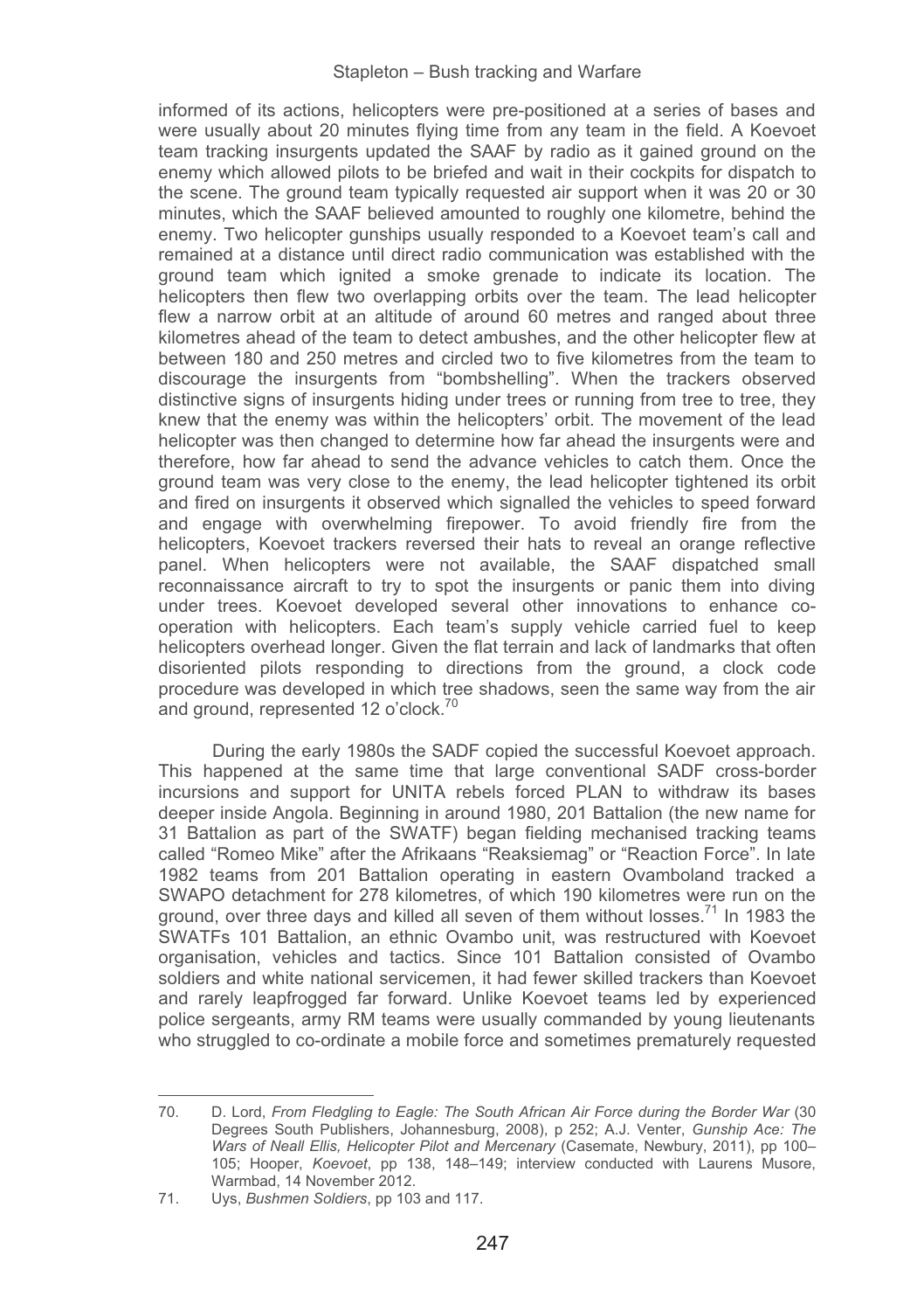informed of its actions, helicopters were pre-positioned at a series of bases and were usually about 20 minutes flying time from any team in the field. A Koevoet team tracking insurgents updated the SAAF by radio as it gained ground on the enemy which allowed pilots to be briefed and wait in their cockpits for dispatch to the scene. The ground team typically requested air support when it was 20 or 30 minutes, which the SAAF believed amounted to roughly one kilometre, behind the enemy. Two helicopter gunships usually responded to a Koevoet team's call and remained at a distance until direct radio communication was established with the ground team which ignited a smoke grenade to indicate its location. The helicopters then flew two overlapping orbits over the team. The lead helicopter flew a narrow orbit at an altitude of around 60 metres and ranged about three kilometres ahead of the team to detect ambushes, and the other helicopter flew at between 180 and 250 metres and circled two to five kilometres from the team to discourage the insurgents from "bombshelling". When the trackers observed distinctive signs of insurgents hiding under trees or running from tree to tree, they knew that the enemy was within the helicopters' orbit. The movement of the lead helicopter was then changed to determine how far ahead the insurgents were and therefore, how far ahead to send the advance vehicles to catch them. Once the ground team was very close to the enemy, the lead helicopter tightened its orbit and fired on insurgents it observed which signalled the vehicles to speed forward and engage with overwhelming firepower. To avoid friendly fire from the helicopters, Koevoet trackers reversed their hats to reveal an orange reflective panel. When helicopters were not available, the SAAF dispatched small reconnaissance aircraft to try to spot the insurgents or panic them into diving under trees. Koevoet developed several other innovations to enhance co-operation with helicopters. Each team's supply vehicle carried fuel to keep helicopters overhead longer. Given the flat terrain and lack of landmarks that often disoriented pilots responding to directions from the ground, a clock code procedure was developed in which tree shadows, seen the same way from the air and ground, represented 12 o'clock.[70]

During the early 1980s the SADF copied the successful Koevoet approach. This happened at the same time that large conventional SADF cross-border incursions and support for UNITA rebels forced PLAN to withdraw its bases deeper inside Angola. Beginning in around 1980, 201 Battalion (the new name for 31 Battalion as part of the SWATF) began fielding mechanised tracking teams called "Romeo Mike" after the Afrikaans "Reaksiemag" or "Reaction Force". In late 1982 teams from 201 Battalion operating in eastern Ovamboland tracked a SWAPO detachment for 278 kilometres, of which 190 kilometres were run on the ground, over three days and killed all seven of them without losses.[71] In 1983 the SWATFs 101 Battalion, an ethnic Ovambo unit, was restructured with Koevoet organisation, vehicles and tactics. Since 101 Battalion consisted of Ovambo soldiers and white national servicemen, it had fewer skilled trackers than Koevoet and rarely leapfrogged far forward. Unlike Koevoet teams led by experienced police sergeants, army RM teams were usually commanded by young lieutenants who struggled to co-ordinate a mobile force and sometimes prematurely requested

---

70. D. Lord, *From Fledgling to Eagle: The South African Air Force during the Border War* (30 Degrees South Publishers, Johannesburg, 2008), p 252; A.J. Venter, *Gunship Ace: The Wars of Neall Ellis, Helicopter Pilot and Mercenary* (Casemate, Newbury, 2011), pp 100–105; Hooper, *Koevoet*, pp 138, 148–149; interview conducted with Laurens Musore, Warmbad, 14 November 2012.

71. Uys, *Bushmen Soldiers*, pp 103 and 117.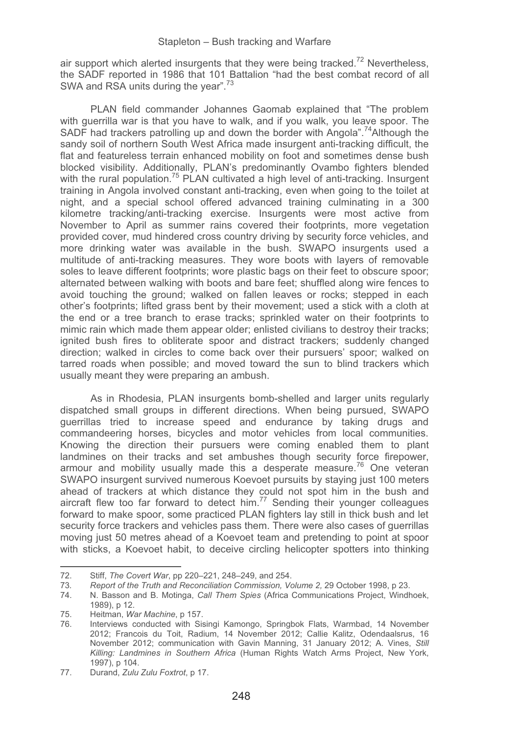air support which alerted insurgents that they were being tracked.[72] Nevertheless, the SADF reported in 1986 that 101 Battalion "had the best combat record of all SWA and RSA units during the year".[73]

PLAN field commander Johannes Gaomab explained that "The problem with guerrilla war is that you have to walk, and if you walk, you leave spoor. The SADF had trackers patrolling up and down the border with Angola".[74]Although the sandy soil of northern South West Africa made insurgent anti-tracking difficult, the flat and featureless terrain enhanced mobility on foot and sometimes dense bush blocked visibility. Additionally, PLAN's predominantly Ovambo fighters blended with the rural population.[75] PLAN cultivated a high level of anti-tracking. Insurgent training in Angola involved constant anti-tracking, even when going to the toilet at night, and a special school offered advanced training culminating in a 300 kilometre tracking/anti-tracking exercise. Insurgents were most active from November to April as summer rains covered their footprints, more vegetation provided cover, mud hindered cross country driving by security force vehicles, and more drinking water was available in the bush. SWAPO insurgents used a multitude of anti-tracking measures. They wore boots with layers of removable soles to leave different footprints; wore plastic bags on their feet to obscure spoor; alternated between walking with boots and bare feet; shuffled along wire fences to avoid touching the ground; walked on fallen leaves or rocks; stepped in each other's footprints; lifted grass bent by their movement; used a stick with a cloth at the end or a tree branch to erase tracks; sprinkled water on their footprints to mimic rain which made them appear older; enlisted civilians to destroy their tracks; ignited bush fires to obliterate spoor and distract trackers; suddenly changed direction; walked in circles to come back over their pursuers' spoor; walked on tarred roads when possible; and moved toward the sun to blind trackers which usually meant they were preparing an ambush.

As in Rhodesia, PLAN insurgents bomb-shelled and larger units regularly dispatched small groups in different directions. When being pursued, SWAPO guerrillas tried to increase speed and endurance by taking drugs and commandeering horses, bicycles and motor vehicles from local communities. Knowing the direction their pursuers were coming enabled them to plant landmines on their tracks and set ambushes though security force firepower, armour and mobility usually made this a desperate measure.[76] One veteran SWAPO insurgent survived numerous Koevoet pursuits by staying just 100 meters ahead of trackers at which distance they could not spot him in the bush and aircraft flew too far forward to detect him.[77] Sending their younger colleagues forward to make spoor, some practiced PLAN fighters lay still in thick bush and let security force trackers and vehicles pass them. There were also cases of guerrillas moving just 50 metres ahead of a Koevoet team and pretending to point at spoor with sticks, a Koevoet habit, to deceive circling helicopter spotters into thinking

72. Stiff, *The Covert War*, pp 220–221, 248–249, and 254.
73. *Report of the Truth and Reconciliation Commission, Volume 2*, 29 October 1998, p 23.
74. N. Basson and B. Motinga, *Call Them Spies* (Africa Communications Project, Windhoek, 1989), p 12.
75. Heitman, *War Machine*, p 157.
76. Interviews conducted with Sisingi Kamongo, Springbok Flats, Warmbad, 14 November 2012; Francois du Toit, Radium, 14 November 2012; Callie Kalitz, Odendaalsrus, 16 November 2012; communication with Gavin Manning, 31 January 2012; A. Vines, *Still Killing: Landmines in Southern Africa* (Human Rights Watch Arms Project, New York, 1997), p 104.
77. Durand, *Zulu Zulu Foxtrot*, p 17.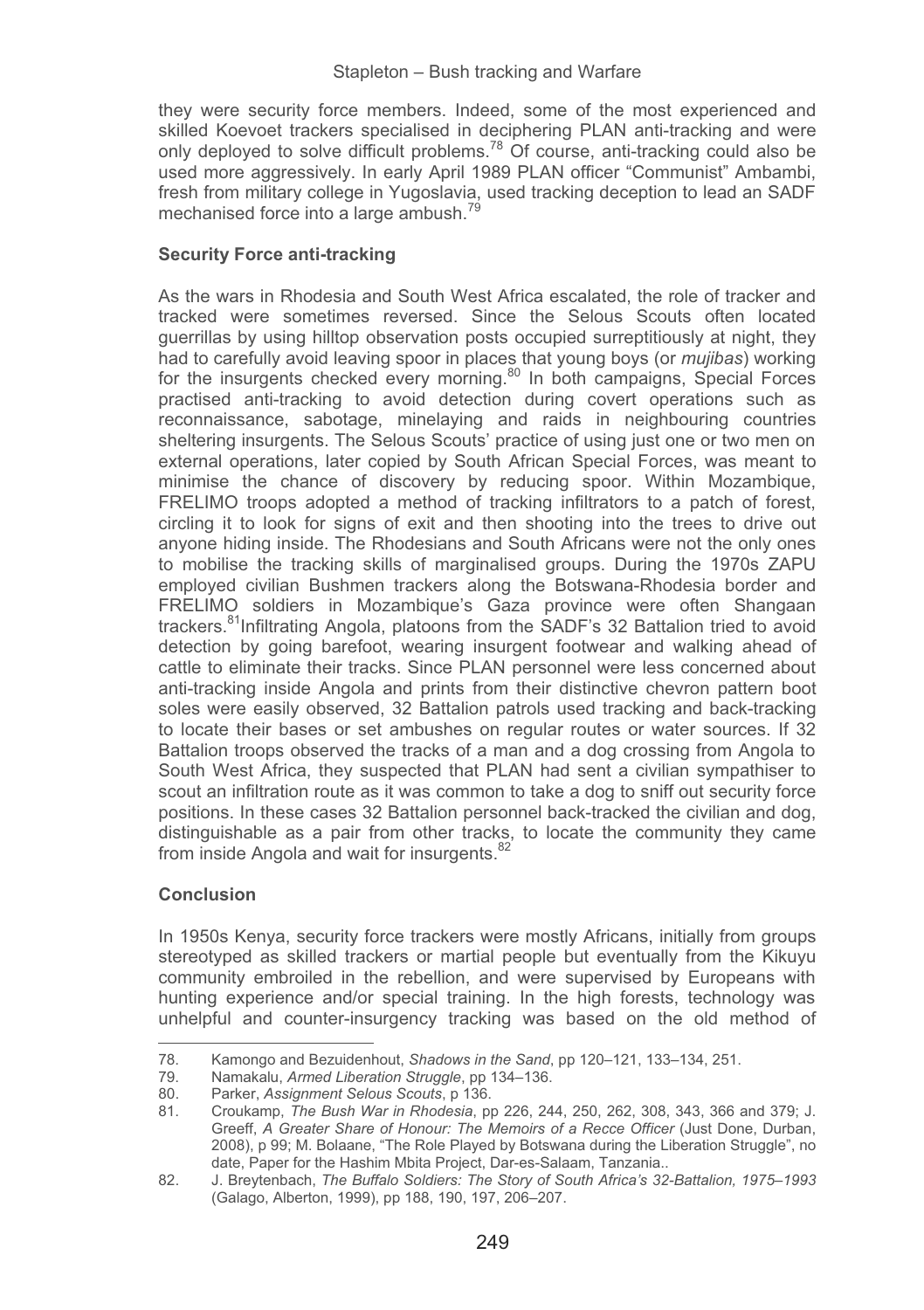they were security force members. Indeed, some of the most experienced and skilled Koevoet trackers specialised in deciphering PLAN anti-tracking and were only deployed to solve difficult problems.[78] Of course, anti-tracking could also be used more aggressively. In early April 1989 PLAN officer "Communist" Ambambi, fresh from military college in Yugoslavia, used tracking deception to lead an SADF mechanised force into a large ambush.[79]

### Security Force anti-tracking

As the wars in Rhodesia and South West Africa escalated, the role of tracker and tracked were sometimes reversed. Since the Selous Scouts often located guerrillas by using hilltop observation posts occupied surreptitiously at night, they had to carefully avoid leaving spoor in places that young boys (or *mujibas*) working for the insurgents checked every morning.[80] In both campaigns, Special Forces practised anti-tracking to avoid detection during covert operations such as reconnaissance, sabotage, minelaying and raids in neighbouring countries sheltering insurgents. The Selous Scouts' practice of using just one or two men on external operations, later copied by South African Special Forces, was meant to minimise the chance of discovery by reducing spoor. Within Mozambique, FRELIMO troops adopted a method of tracking infiltrators to a patch of forest, circling it to look for signs of exit and then shooting into the trees to drive out anyone hiding inside. The Rhodesians and South Africans were not the only ones to mobilise the tracking skills of marginalised groups. During the 1970s ZAPU employed civilian Bushmen trackers along the Botswana-Rhodesia border and FRELIMO soldiers in Mozambique's Gaza province were often Shangaan trackers.[81]Infiltrating Angola, platoons from the SADF's 32 Battalion tried to avoid detection by going barefoot, wearing insurgent footwear and walking ahead of cattle to eliminate their tracks. Since PLAN personnel were less concerned about anti-tracking inside Angola and prints from their distinctive chevron pattern boot soles were easily observed, 32 Battalion patrols used tracking and back-tracking to locate their bases or set ambushes on regular routes or water sources. If 32 Battalion troops observed the tracks of a man and a dog crossing from Angola to South West Africa, they suspected that PLAN had sent a civilian sympathiser to scout an infiltration route as it was common to take a dog to sniff out security force positions. In these cases 32 Battalion personnel back-tracked the civilian and dog, distinguishable as a pair from other tracks, to locate the community they came from inside Angola and wait for insurgents.[82]

### Conclusion

In 1950s Kenya, security force trackers were mostly Africans, initially from groups stereotyped as skilled trackers or martial people but eventually from the Kikuyu community embroiled in the rebellion, and were supervised by Europeans with hunting experience and/or special training. In the high forests, technology was unhelpful and counter-insurgency tracking was based on the old method of

---

78. Kamongo and Bezuidenhout, *Shadows in the Sand*, pp 120–121, 133–134, 251.
79. Namakalu, *Armed Liberation Struggle*, pp 134–136.
80. Parker, *Assignment Selous Scouts*, p 136.
81. Croukamp, *The Bush War in Rhodesia*, pp 226, 244, 250, 262, 308, 343, 366 and 379; J. Greeff, *A Greater Share of Honour: The Memoirs of a Recce Officer* (Just Done, Durban, 2008), p 99; M. Bolaane, "The Role Played by Botswana during the Liberation Struggle", no date, Paper for the Hashim Mbita Project, Dar-es-Salaam, Tanzania..
82. J. Breytenbach, *The Buffalo Soldiers: The Story of South Africa's 32-Battalion, 1975–1993* (Galago, Alberton, 1999), pp 188, 190, 197, 206–207.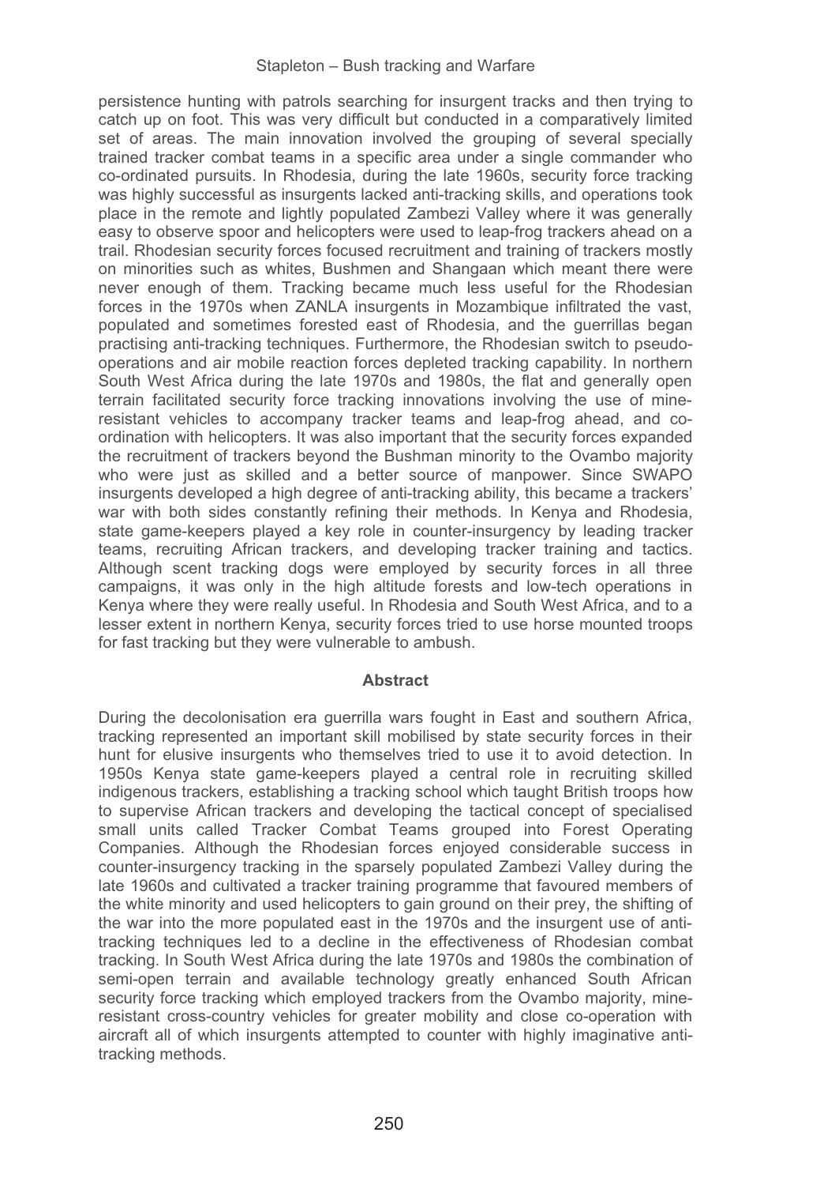persistence hunting with patrols searching for insurgent tracks and then trying to catch up on foot. This was very difficult but conducted in a comparatively limited set of areas. The main innovation involved the grouping of several specially trained tracker combat teams in a specific area under a single commander who co-ordinated pursuits. In Rhodesia, during the late 1960s, security force tracking was highly successful as insurgents lacked anti-tracking skills, and operations took place in the remote and lightly populated Zambezi Valley where it was generally easy to observe spoor and helicopters were used to leap-frog trackers ahead on a trail. Rhodesian security forces focused recruitment and training of trackers mostly on minorities such as whites, Bushmen and Shangaan which meant there were never enough of them. Tracking became much less useful for the Rhodesian forces in the 1970s when ZANLA insurgents in Mozambique infiltrated the vast, populated and sometimes forested east of Rhodesia, and the guerrillas began practising anti-tracking techniques. Furthermore, the Rhodesian switch to pseudo-operations and air mobile reaction forces depleted tracking capability. In northern South West Africa during the late 1970s and 1980s, the flat and generally open terrain facilitated security force tracking innovations involving the use of mine-resistant vehicles to accompany tracker teams and leap-frog ahead, and co-ordination with helicopters. It was also important that the security forces expanded the recruitment of trackers beyond the Bushman minority to the Ovambo majority who were just as skilled and a better source of manpower. Since SWAPO insurgents developed a high degree of anti-tracking ability, this became a trackers' war with both sides constantly refining their methods. In Kenya and Rhodesia, state game-keepers played a key role in counter-insurgency by leading tracker teams, recruiting African trackers, and developing tracker training and tactics. Although scent tracking dogs were employed by security forces in all three campaigns, it was only in the high altitude forests and low-tech operations in Kenya where they were really useful. In Rhodesia and South West Africa, and to a lesser extent in northern Kenya, security forces tried to use horse mounted troops for fast tracking but they were vulnerable to ambush.

## Abstract

During the decolonisation era guerrilla wars fought in East and southern Africa, tracking represented an important skill mobilised by state security forces in their hunt for elusive insurgents who themselves tried to use it to avoid detection. In 1950s Kenya state game-keepers played a central role in recruiting skilled indigenous trackers, establishing a tracking school which taught British troops how to supervise African trackers and developing the tactical concept of specialised small units called Tracker Combat Teams grouped into Forest Operating Companies. Although the Rhodesian forces enjoyed considerable success in counter-insurgency tracking in the sparsely populated Zambezi Valley during the late 1960s and cultivated a tracker training programme that favoured members of the white minority and used helicopters to gain ground on their prey, the shifting of the war into the more populated east in the 1970s and the insurgent use of anti-tracking techniques led to a decline in the effectiveness of Rhodesian combat tracking. In South West Africa during the late 1970s and 1980s the combination of semi-open terrain and available technology greatly enhanced South African security force tracking which employed trackers from the Ovambo majority, mine-resistant cross-country vehicles for greater mobility and close co-operation with aircraft all of which insurgents attempted to counter with highly imaginative anti-tracking methods.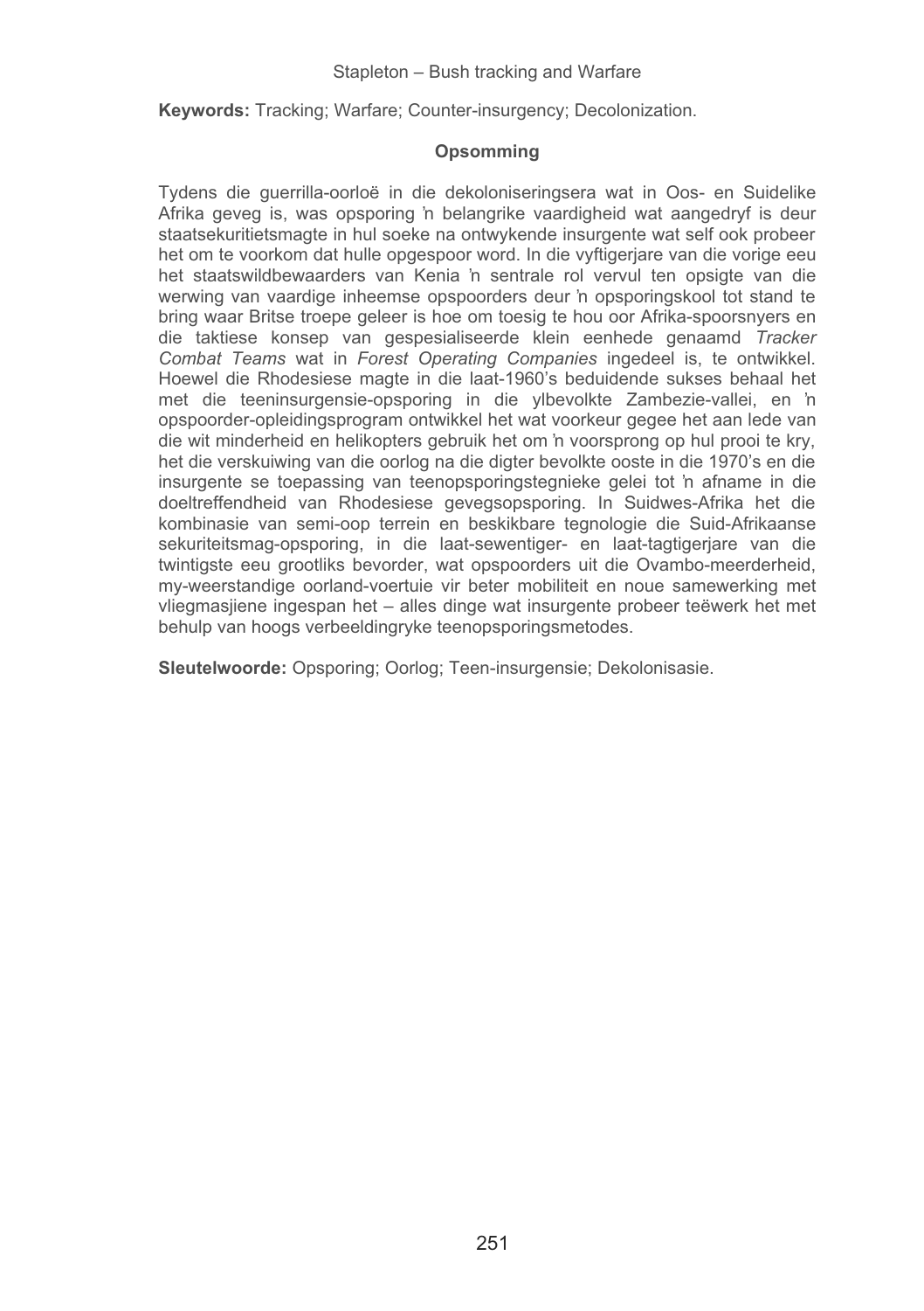**Keywords:** Tracking; Warfare; Counter-insurgency; Decolonization.

## Opsomming

Tydens die guerrilla-oorloë in die dekoloniseringsera wat in Oos- en Suidelike Afrika geveg is, was opsporing ŉ belangrike vaardigheid wat aangedryf is deur staatsekuritietsmagte in hul soeke na ontwykende insurgente wat self ook probeer het om te voorkom dat hulle opgespoor word. In die vyftigerjare van die vorige eeu het staatswildbewaarders van Kenia ŉ sentrale rol vervul ten opsigte van die werwing van vaardige inheemse opspoorders deur ŉ opsporingskool tot stand te bring waar Britse troepe geleer is hoe om toesig te hou oor Afrika-spoorsnyers en die taktiese konsep van gespesialiseerde klein eenhede genaamd *Tracker Combat Teams* wat in *Forest Operating Companies* ingedeel is, te ontwikkel. Hoewel die Rhodesiese magte in die laat-1960's beduidende sukses behaal het met die teeninsurgensie-opsporing in die ylbevolkte Zambezie-vallei, en ŉ opspoorder-opleidingsprogram ontwikkel het wat voorkeur gegee het aan lede van die wit minderheid en helikopters gebruik het om ŉ voorsprong op hul prooi te kry, het die verskuiwing van die oorlog na die digter bevolkte ooste in die 1970's en die insurgente se toepassing van teenopsporingstegnieke gelei tot ŉ afname in die doeltreffendheid van Rhodesiese gevegsopsporing. In Suidwes-Afrika het die kombinasie van semi-oop terrein en beskikbare tegnologie die Suid-Afrikaanse sekuriteitsmag-opsporing, in die laat-sewentiger- en laat-tagtigerjare van die twintigste eeu grootliks bevorder, wat opspoorders uit die Ovambo-meerderheid, my-weerstandige oorland-voertuie vir beter mobiliteit en noue samewerking met vliegmasjiene ingespan het – alles dinge wat insurgente probeer teëwerk het met behulp van hoogs verbeeldingryke teenopsporingsmetodes.

**Sleutelwoorde:** Opsporing; Oorlog; Teen-insurgensie; Dekolonisasie.